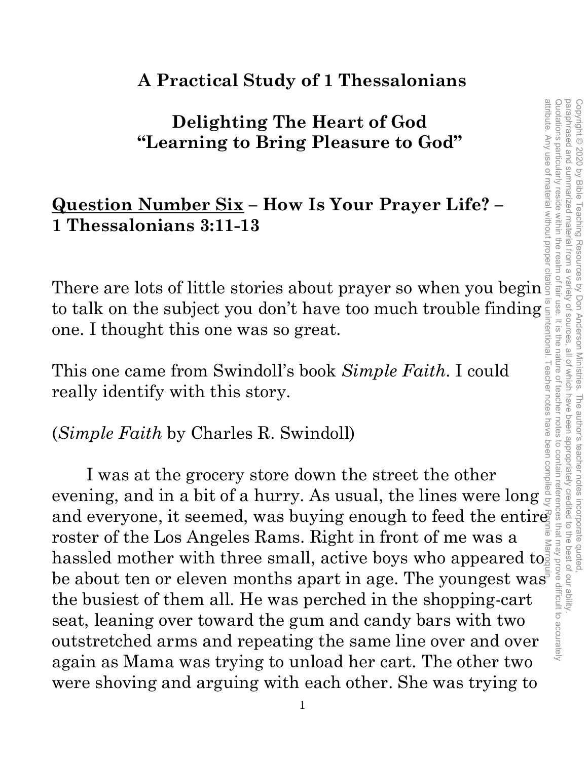# A Practical Study of 1 Thessalonians

## Delighting The Heart of God
## "Learning to Bring Pleasure to God"

**<u>Question Number Six</u> – How Is Your Prayer Life? – 1 Thessalonians 3:11-13**

There are lots of little stories about prayer so when you begin to talk on the subject you don't have too much trouble finding one. I thought this one was so great.

This one came from Swindoll's book *Simple Faith*. I could really identify with this story.

(*Simple Faith* by Charles R. Swindoll)

I was at the grocery store down the street the other evening, and in a bit of a hurry. As usual, the lines were long and everyone, it seemed, was buying enough to feed the entire roster of the Los Angeles Rams. Right in front of me was a hassled mother with three small, active boys who appeared to be about ten or eleven months apart in age. The youngest was the busiest of them all. He was perched in the shopping-cart seat, leaning over toward the gum and candy bars with two outstretched arms and repeating the same line over and over again as Mama was trying to unload her cart. The other two were shoving and arguing with each other. She was trying to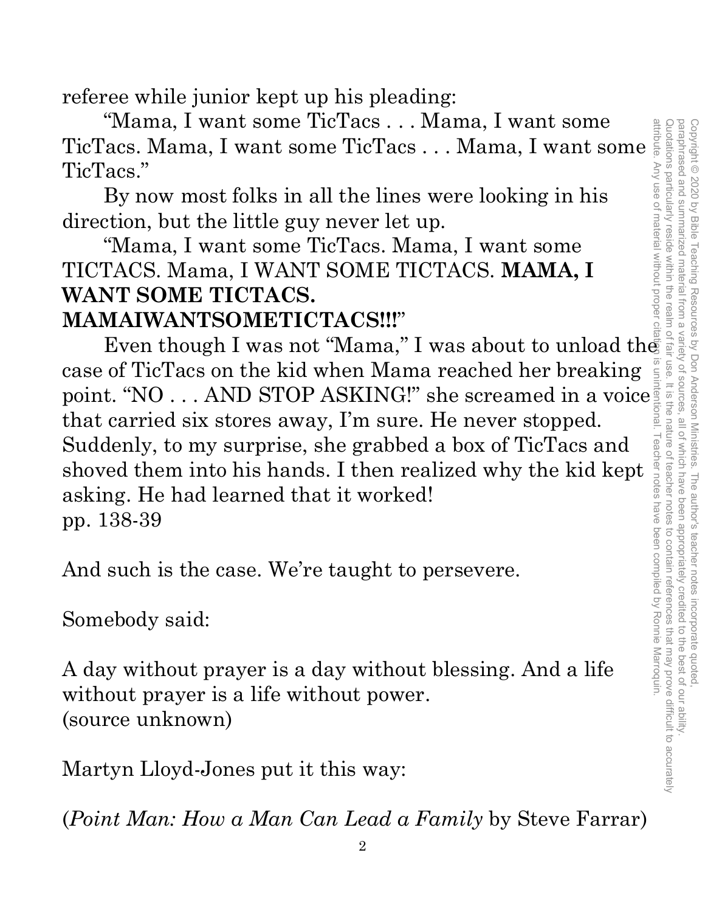referee while junior kept up his pleading:

"Mama, I want some TicTacs . . . Mama, I want some TicTacs. Mama, I want some TicTacs . . . Mama, I want some TicTacs."

By now most folks in all the lines were looking in his direction, but the little guy never let up.

"Mama, I want some TicTacs. Mama, I want some TICTACS. Mama, I WANT SOME TICTACS. **MAMA, I WANT SOME TICTACS. MAMAIWANTSOMETICTACS!!!**"

Even though I was not "Mama," I was about to unload the case of TicTacs on the kid when Mama reached her breaking point. "NO . . . AND STOP ASKING!" she screamed in a voice that carried six stores away, I'm sure. He never stopped. Suddenly, to my surprise, she grabbed a box of TicTacs and shoved them into his hands. I then realized why the kid kept asking. He had learned that it worked!
pp. 138-39

And such is the case. We're taught to persevere.

Somebody said:

A day without prayer is a day without blessing. And a life without prayer is a life without power.
(source unknown)

Martyn Lloyd-Jones put it this way:

(*Point Man: How a Man Can Lead a Family* by Steve Farrar)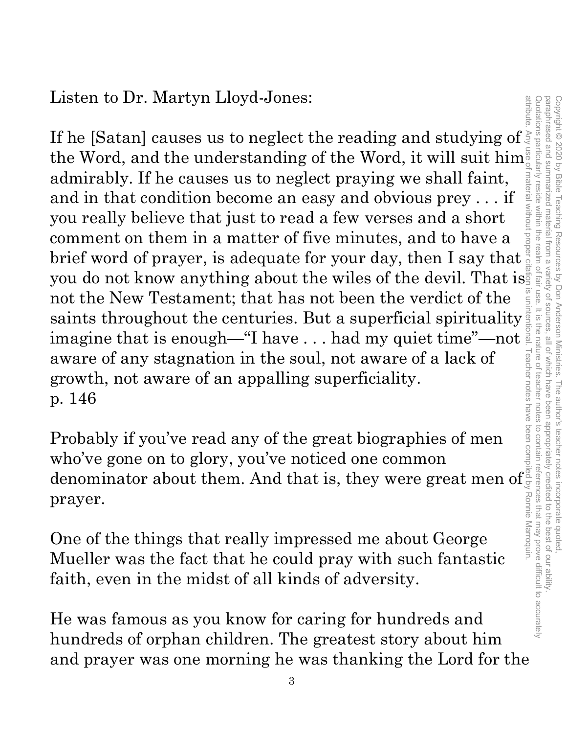Listen to Dr. Martyn Lloyd-Jones:

If he [Satan] causes us to neglect the reading and studying of the Word, and the understanding of the Word, it will suit him admirably. If he causes us to neglect praying we shall faint, and in that condition become an easy and obvious prey . . . if you really believe that just to read a few verses and a short comment on them in a matter of five minutes, and to have a brief word of prayer, is adequate for your day, then I say that you do not know anything about the wiles of the devil. That is not the New Testament; that has not been the verdict of the saints throughout the centuries. But a superficial spirituality imagine that is enough—"I have . . . had my quiet time"—not aware of any stagnation in the soul, not aware of a lack of growth, not aware of an appalling superficiality.
p. 146

Probably if you've read any of the great biographies of men who've gone on to glory, you've noticed one common denominator about them. And that is, they were great men of prayer.

One of the things that really impressed me about George Mueller was the fact that he could pray with such fantastic faith, even in the midst of all kinds of adversity.

He was famous as you know for caring for hundreds and hundreds of orphan children. The greatest story about him and prayer was one morning he was thanking the Lord for the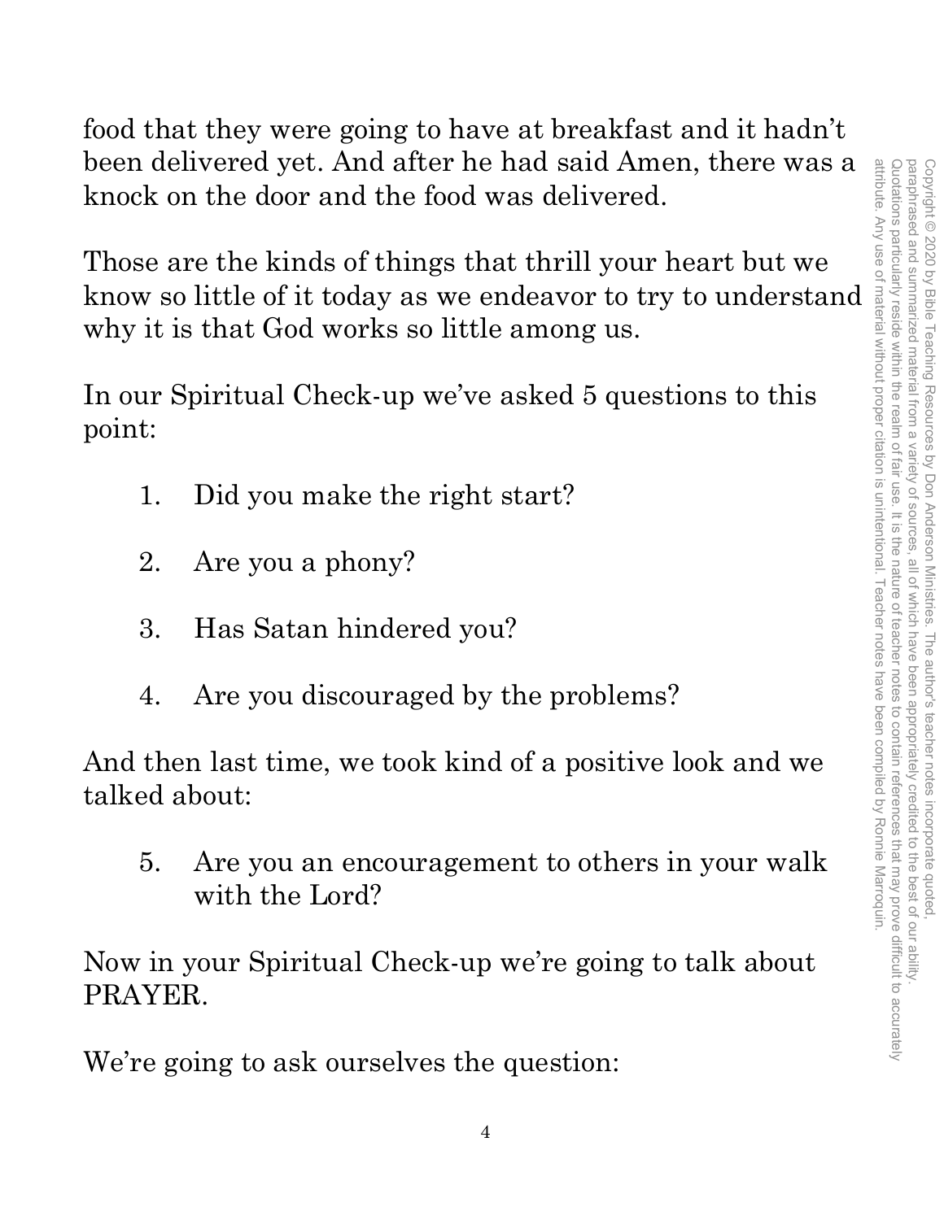food that they were going to have at breakfast and it hadn't been delivered yet. And after he had said Amen, there was a knock on the door and the food was delivered.

Those are the kinds of things that thrill your heart but we know so little of it today as we endeavor to try to understand why it is that God works so little among us.

In our Spiritual Check-up we've asked 5 questions to this point:

1. Did you make the right start?

2. Are you a phony?

3. Has Satan hindered you?

4. Are you discouraged by the problems?

And then last time, we took kind of a positive look and we talked about:

5. Are you an encouragement to others in your walk with the Lord?

Now in your Spiritual Check-up we're going to talk about PRAYER.

We're going to ask ourselves the question: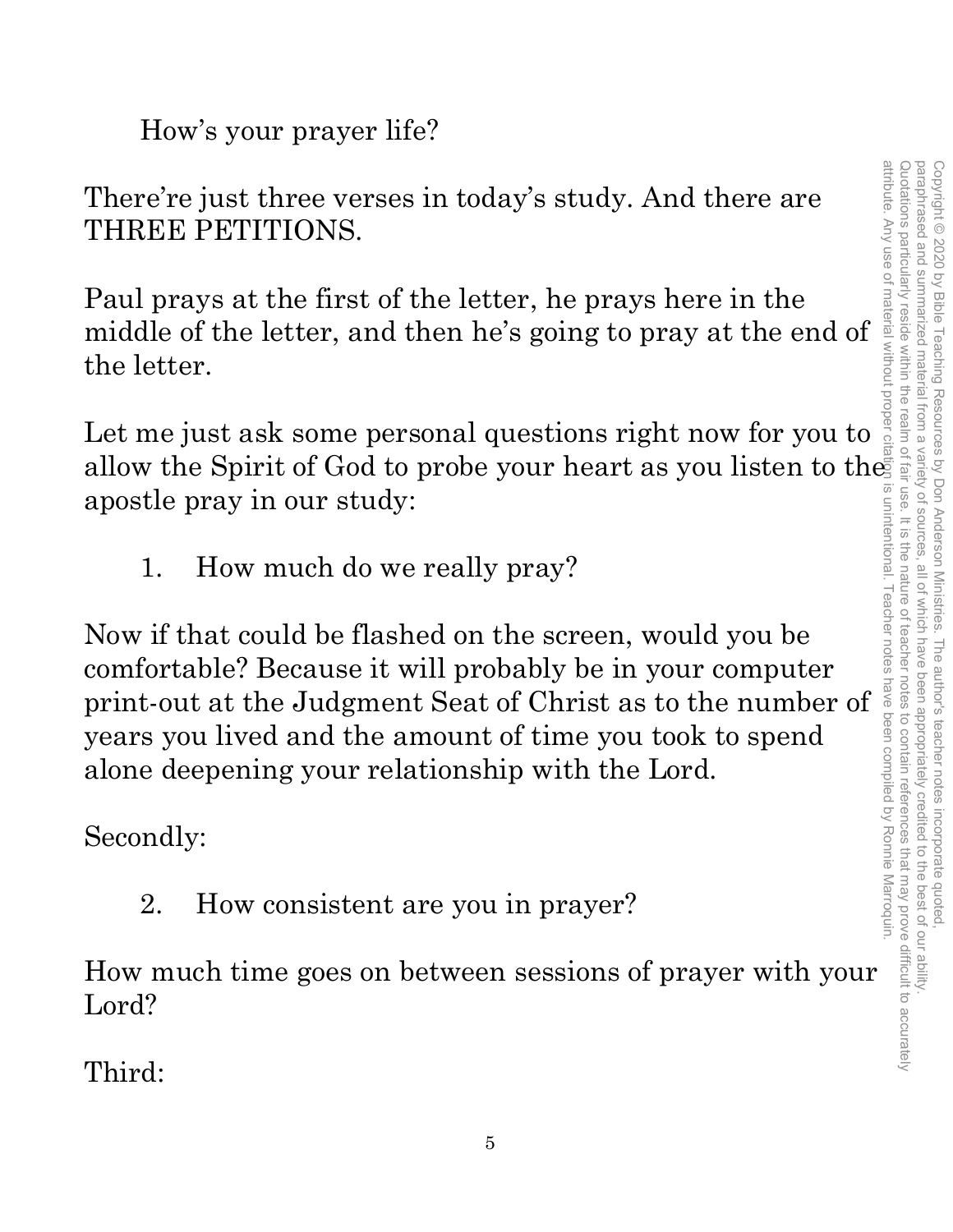How's your prayer life?

There're just three verses in today's study. And there are THREE PETITIONS.

Paul prays at the first of the letter, he prays here in the middle of the letter, and then he's going to pray at the end of the letter.

Let me just ask some personal questions right now for you to allow the Spirit of God to probe your heart as you listen to the apostle pray in our study:

1. How much do we really pray?

Now if that could be flashed on the screen, would you be comfortable? Because it will probably be in your computer print-out at the Judgment Seat of Christ as to the number of years you lived and the amount of time you took to spend alone deepening your relationship with the Lord.

Secondly:

2. How consistent are you in prayer?

How much time goes on between sessions of prayer with your Lord?

Third: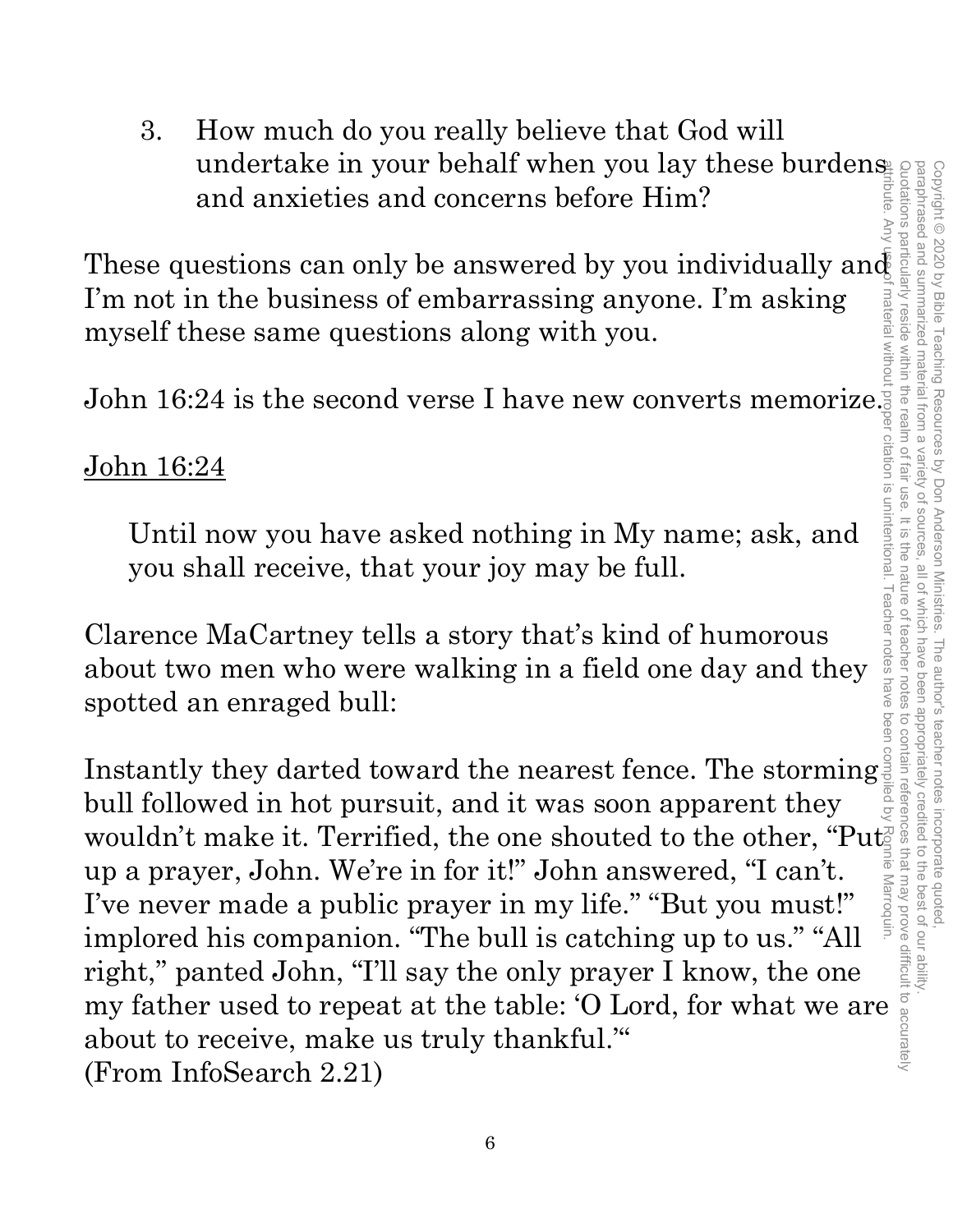3. How much do you really believe that God will undertake in your behalf when you lay these burdens and anxieties and concerns before Him?

These questions can only be answered by you individually and I'm not in the business of embarrassing anyone. I'm asking myself these same questions along with you.

John 16:24 is the second verse I have new converts memorize.

<u>John 16:24</u>

> Until now you have asked nothing in My name; ask, and you shall receive, that your joy may be full.

Clarence MaCartney tells a story that's kind of humorous about two men who were walking in a field one day and they spotted an enraged bull:

Instantly they darted toward the nearest fence. The storming bull followed in hot pursuit, and it was soon apparent they wouldn't make it. Terrified, the one shouted to the other, "Put up a prayer, John. We're in for it!" John answered, "I can't. I've never made a public prayer in my life." "But you must!" implored his companion. "The bull is catching up to us." "All right," panted John, "I'll say the only prayer I know, the one my father used to repeat at the table: 'O Lord, for what we are about to receive, make us truly thankful.'"
(From InfoSearch 2.21)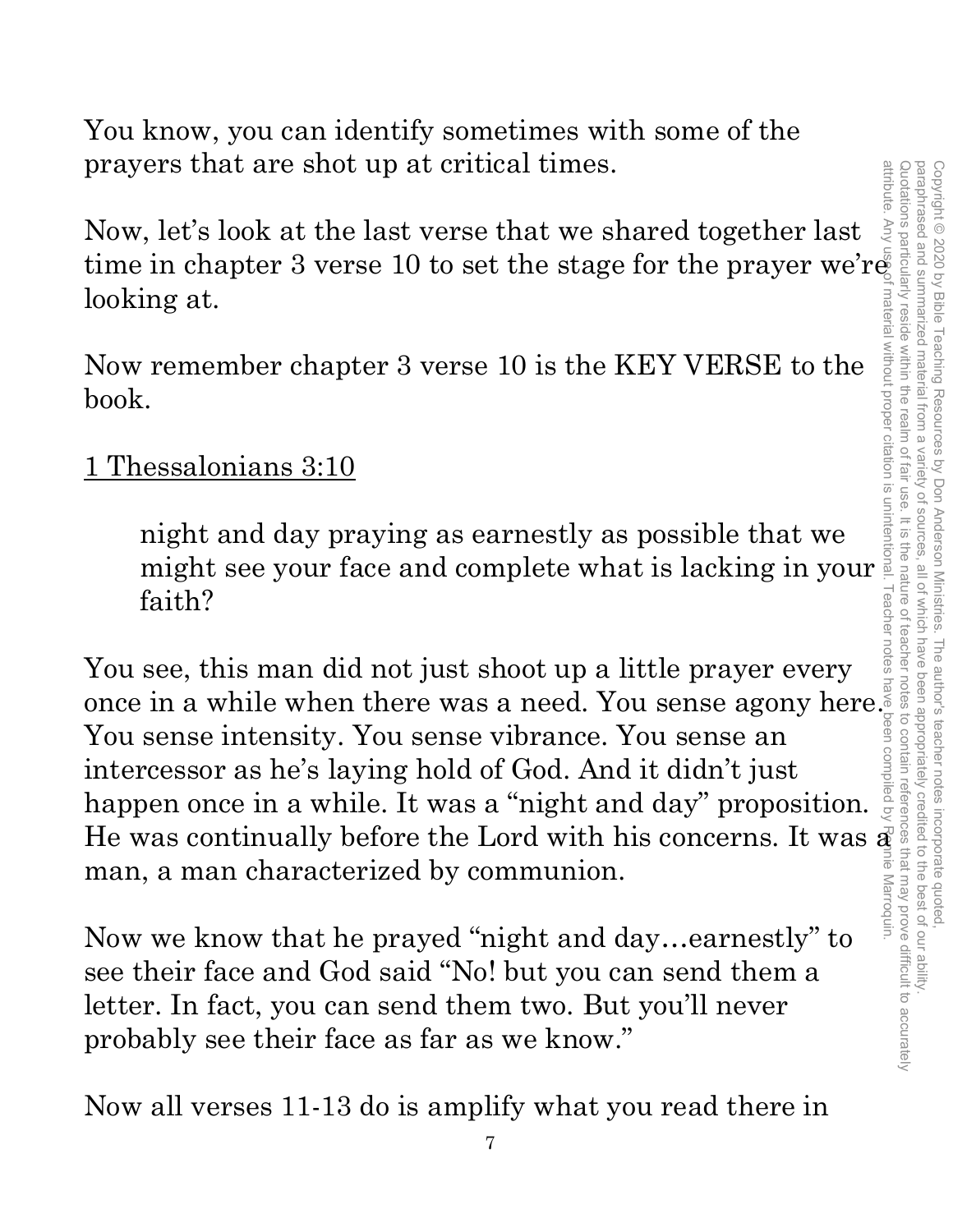You know, you can identify sometimes with some of the prayers that are shot up at critical times.

Now, let's look at the last verse that we shared together last time in chapter 3 verse 10 to set the stage for the prayer we're looking at.

Now remember chapter 3 verse 10 is the KEY VERSE to the book.

<u>1 Thessalonians 3:10</u>

> night and day praying as earnestly as possible that we might see your face and complete what is lacking in your faith?

You see, this man did not just shoot up a little prayer every once in a while when there was a need. You sense agony here. You sense intensity. You sense vibrance. You sense an intercessor as he's laying hold of God. And it didn't just happen once in a while. It was a "night and day" proposition. He was continually before the Lord with his concerns. It was a man, a man characterized by communion.

Now we know that he prayed "night and day…earnestly" to see their face and God said "No! but you can send them a letter. In fact, you can send them two. But you'll never probably see their face as far as we know."

Now all verses 11-13 do is amplify what you read there in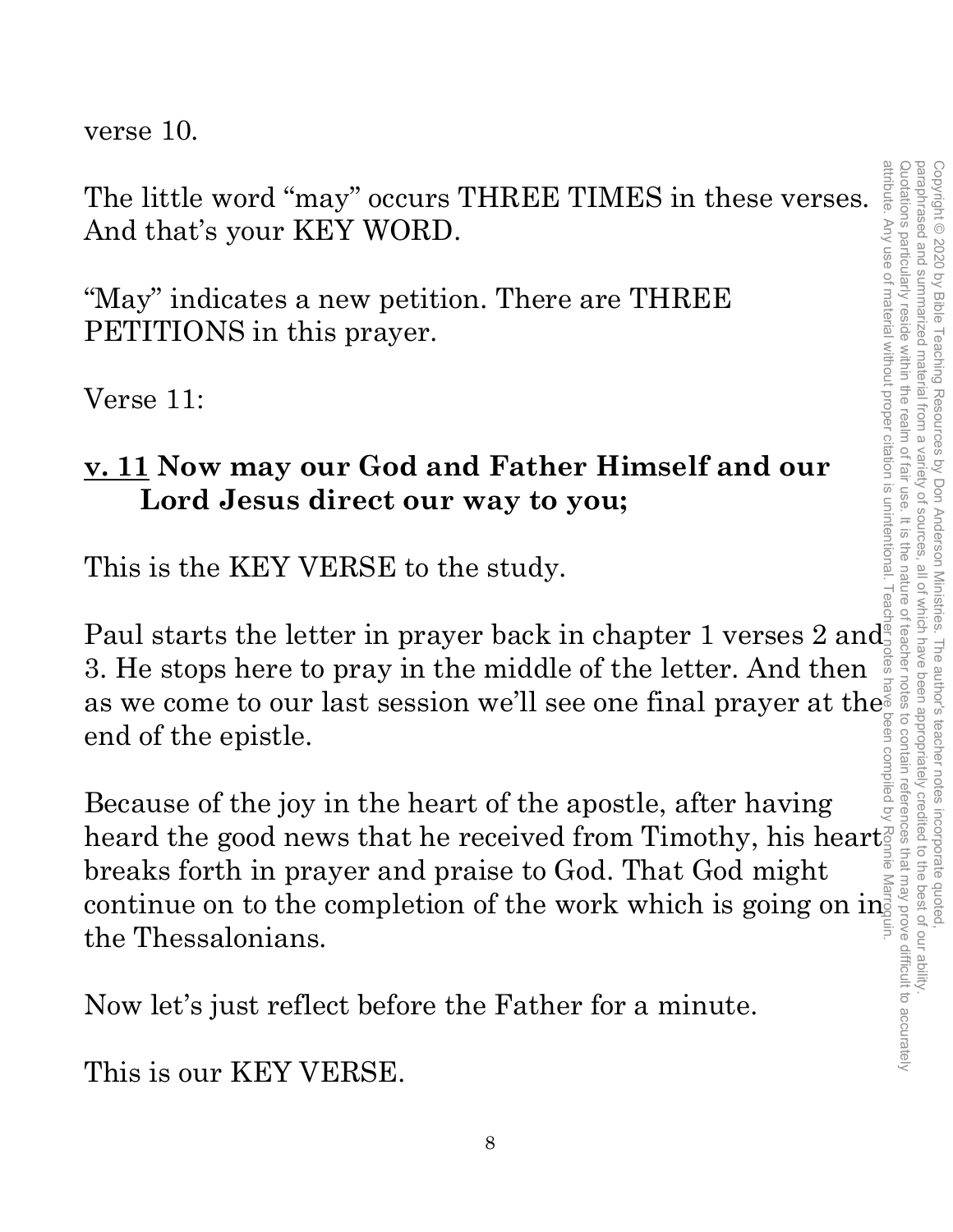verse 10.

The little word "may" occurs THREE TIMES in these verses. And that's your KEY WORD.

"May" indicates a new petition. There are THREE PETITIONS in this prayer.

Verse 11:

**v. 11 Now may our God and Father Himself and our Lord Jesus direct our way to you;**

This is the KEY VERSE to the study.

Paul starts the letter in prayer back in chapter 1 verses 2 and 3. He stops here to pray in the middle of the letter. And then as we come to our last session we'll see one final prayer at the end of the epistle.

Because of the joy in the heart of the apostle, after having heard the good news that he received from Timothy, his heart breaks forth in prayer and praise to God. That God might continue on to the completion of the work which is going on in the Thessalonians.

Now let's just reflect before the Father for a minute.

This is our KEY VERSE.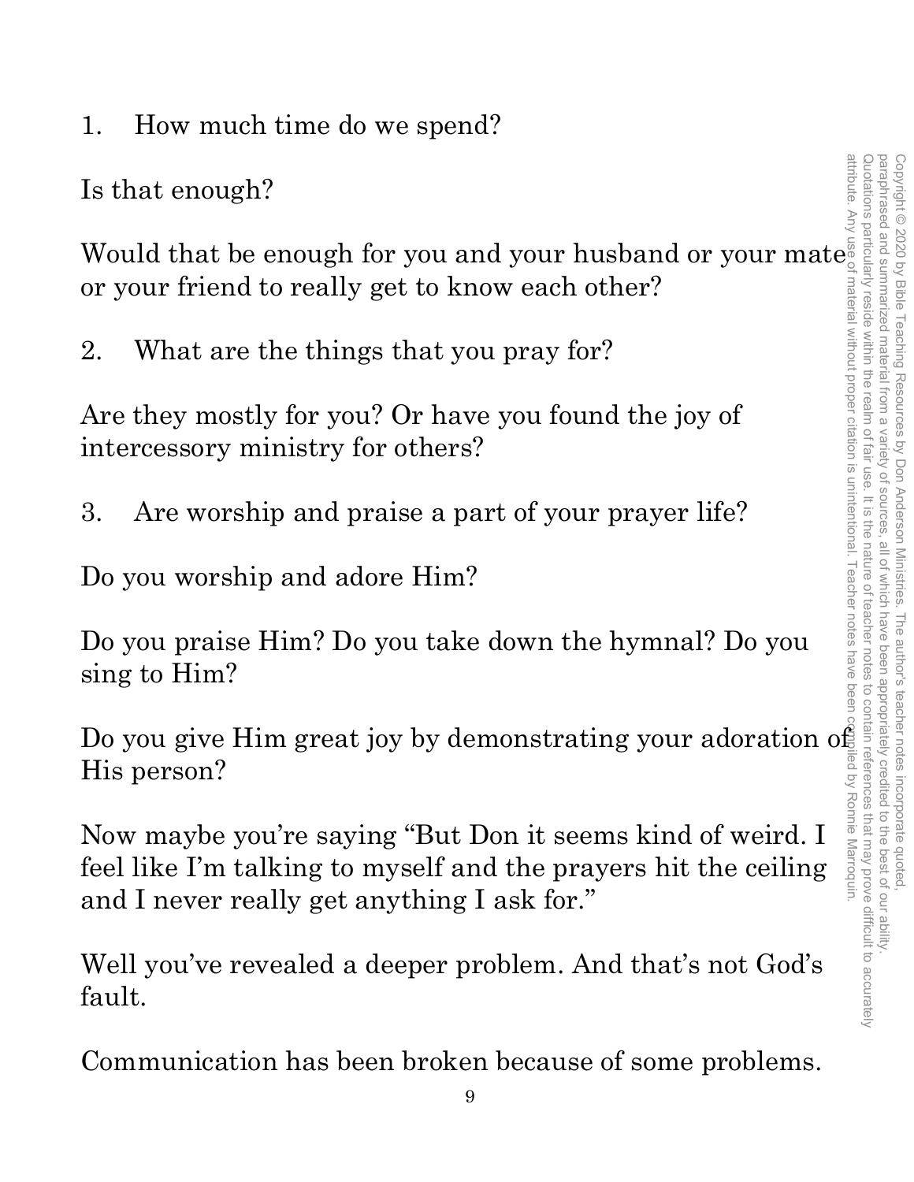1. How much time do we spend?

Is that enough?

Would that be enough for you and your husband or your mate or your friend to really get to know each other?

2. What are the things that you pray for?

Are they mostly for you? Or have you found the joy of intercessory ministry for others?

3. Are worship and praise a part of your prayer life?

Do you worship and adore Him?

Do you praise Him? Do you take down the hymnal? Do you sing to Him?

Do you give Him great joy by demonstrating your adoration of His person?

Now maybe you're saying "But Don it seems kind of weird. I feel like I'm talking to myself and the prayers hit the ceiling and I never really get anything I ask for."

Well you've revealed a deeper problem. And that's not God's fault.

Communication has been broken because of some problems.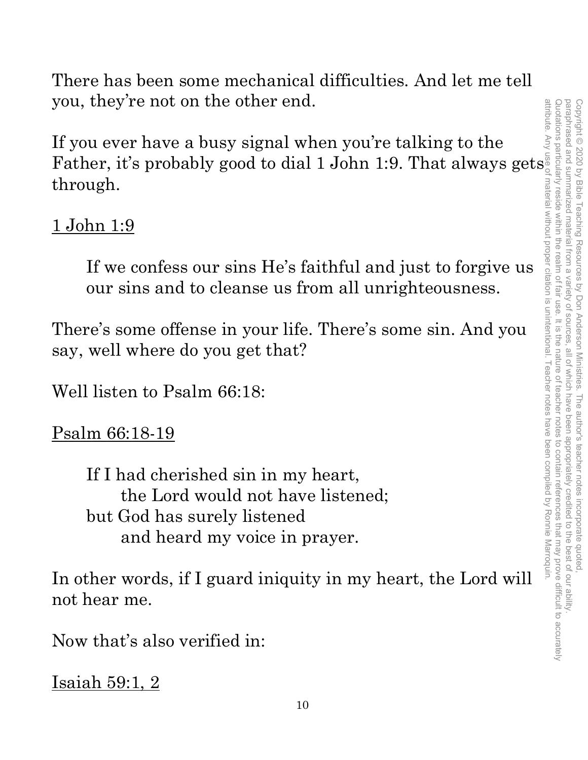There has been some mechanical difficulties. And let me tell you, they're not on the other end.

If you ever have a busy signal when you're talking to the Father, it's probably good to dial 1 John 1:9. That always gets through.

1 John 1:9

> If we confess our sins He's faithful and just to forgive us our sins and to cleanse us from all unrighteousness.

There's some offense in your life. There's some sin. And you say, well where do you get that?

Well listen to Psalm 66:18:

Psalm 66:18-19

> If I had cherished sin in my heart,
> &nbsp;&nbsp;&nbsp;&nbsp;the Lord would not have listened;
> but God has surely listened
> &nbsp;&nbsp;&nbsp;&nbsp;and heard my voice in prayer.

In other words, if I guard iniquity in my heart, the Lord will not hear me.

Now that's also verified in:

Isaiah 59:1, 2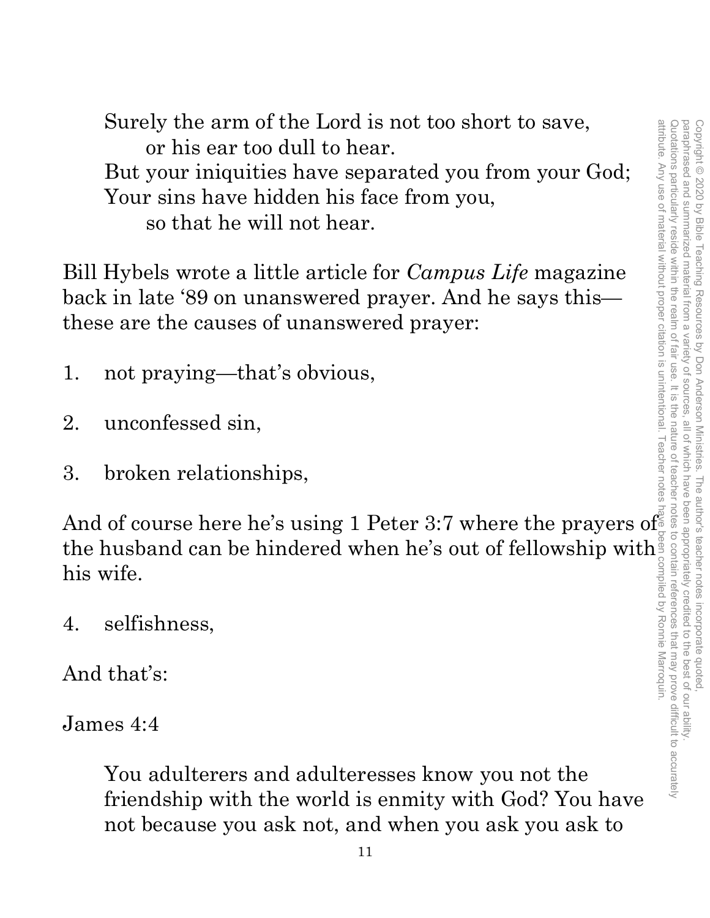> Surely the arm of the Lord is not too short to save,
> &nbsp;&nbsp;&nbsp;&nbsp;or his ear too dull to hear.
> But your iniquities have separated you from your God;
> Your sins have hidden his face from you,
> &nbsp;&nbsp;&nbsp;&nbsp;so that he will not hear.

Bill Hybels wrote a little article for *Campus Life* magazine back in late '89 on unanswered prayer. And he says this—these are the causes of unanswered prayer:

1. not praying—that's obvious,

2. unconfessed sin,

3. broken relationships,

And of course here he's using 1 Peter 3:7 where the prayers of the husband can be hindered when he's out of fellowship with his wife.

4. selfishness,

And that's:

James 4:4

> You adulterers and adulteresses know you not the friendship with the world is enmity with God? You have not because you ask not, and when you ask you ask to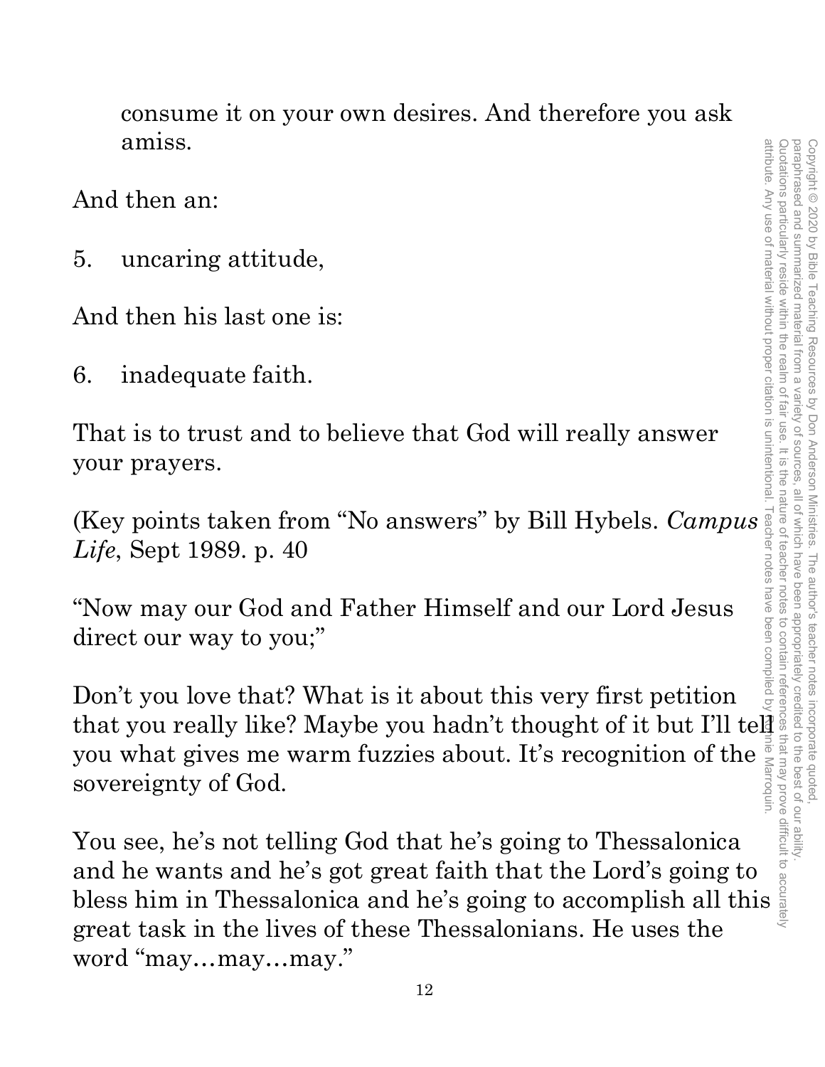consume it on your own desires. And therefore you ask amiss.

And then an:

5. uncaring attitude,

And then his last one is:

6. inadequate faith.

That is to trust and to believe that God will really answer your prayers.

(Key points taken from "No answers" by Bill Hybels. *Campus Life*, Sept 1989. p. 40

"Now may our God and Father Himself and our Lord Jesus direct our way to you;"

Don't you love that? What is it about this very first petition that you really like? Maybe you hadn't thought of it but I'll tell you what gives me warm fuzzies about. It's recognition of the sovereignty of God.

You see, he's not telling God that he's going to Thessalonica and he wants and he's got great faith that the Lord's going to bless him in Thessalonica and he's going to accomplish all this great task in the lives of these Thessalonians. He uses the word "may…may…may."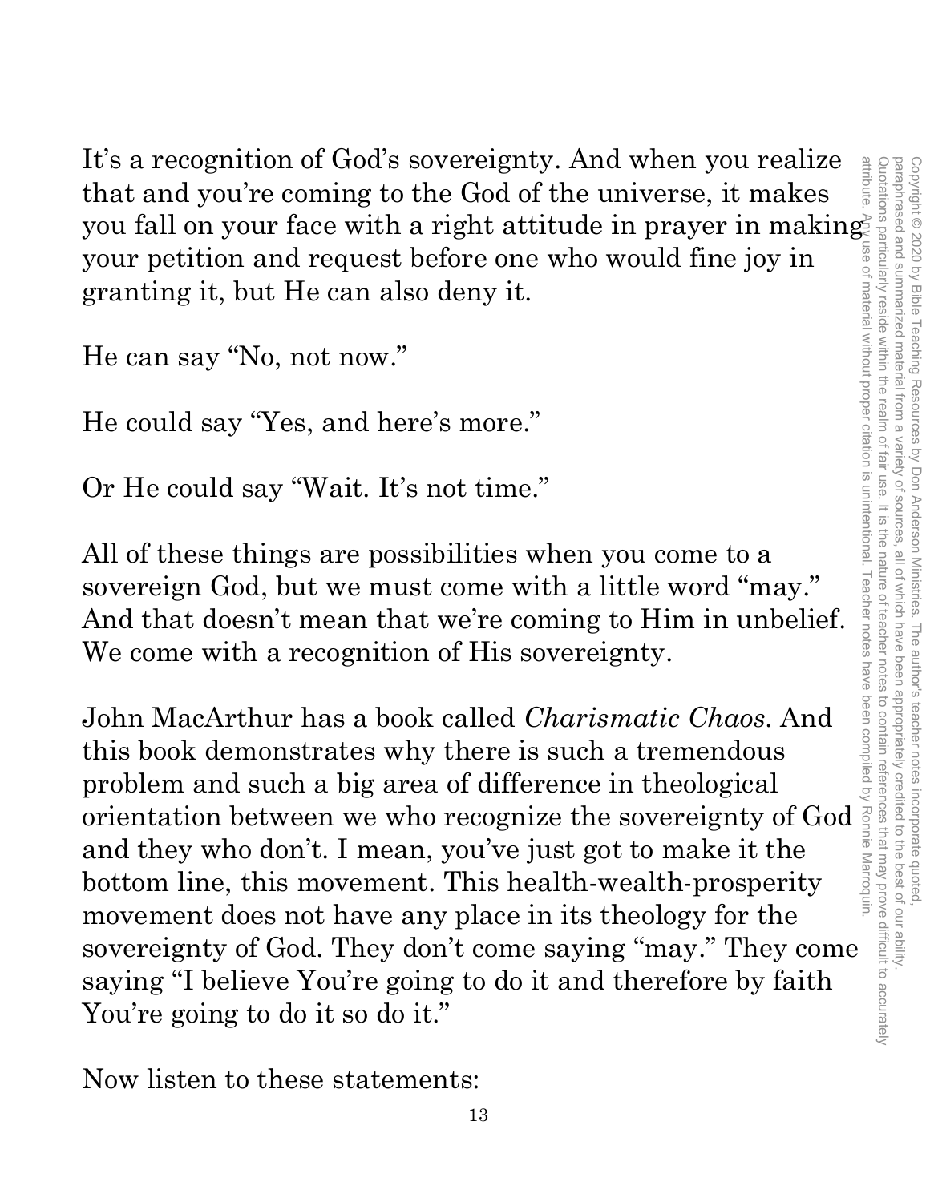It's a recognition of God's sovereignty. And when you realize that and you're coming to the God of the universe, it makes you fall on your face with a right attitude in prayer in making your petition and request before one who would fine joy in granting it, but He can also deny it.

He can say "No, not now."

He could say "Yes, and here's more."

Or He could say "Wait. It's not time."

All of these things are possibilities when you come to a sovereign God, but we must come with a little word "may." And that doesn't mean that we're coming to Him in unbelief. We come with a recognition of His sovereignty.

John MacArthur has a book called *Charismatic Chaos*. And this book demonstrates why there is such a tremendous problem and such a big area of difference in theological orientation between we who recognize the sovereignty of God and they who don't. I mean, you've just got to make it the bottom line, this movement. This health-wealth-prosperity movement does not have any place in its theology for the sovereignty of God. They don't come saying "may." They come saying "I believe You're going to do it and therefore by faith You're going to do it so do it."

Now listen to these statements: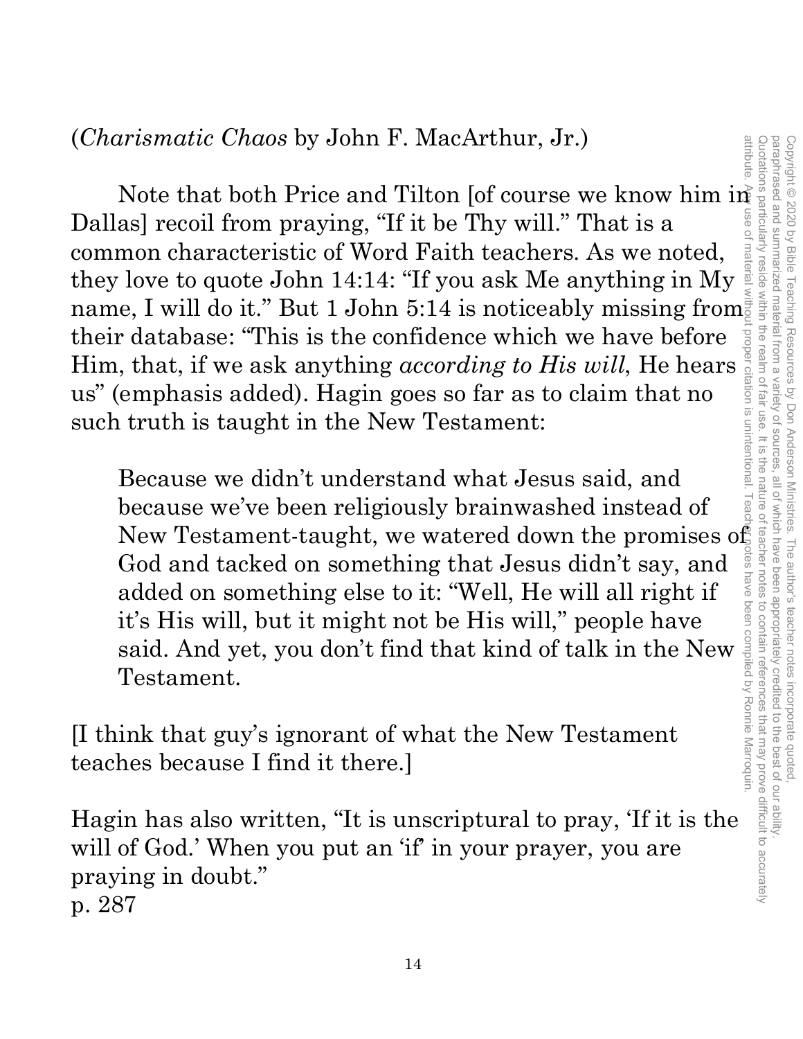(*Charismatic Chaos* by John F. MacArthur, Jr.)

Note that both Price and Tilton [of course we know him in Dallas] recoil from praying, "If it be Thy will." That is a common characteristic of Word Faith teachers. As we noted, they love to quote John 14:14: "If you ask Me anything in My name, I will do it." But 1 John 5:14 is noticeably missing from their database: "This is the confidence which we have before Him, that, if we ask anything *according to His will*, He hears us" (emphasis added). Hagin goes so far as to claim that no such truth is taught in the New Testament:

> Because we didn't understand what Jesus said, and because we've been religiously brainwashed instead of New Testament-taught, we watered down the promises of God and tacked on something that Jesus didn't say, and added on something else to it: "Well, He will all right if it's His will, but it might not be His will," people have said. And yet, you don't find that kind of talk in the New Testament.

[I think that guy's ignorant of what the New Testament teaches because I find it there.]

Hagin has also written, "It is unscriptural to pray, 'If it is the will of God.' When you put an 'if' in your prayer, you are praying in doubt."
p. 287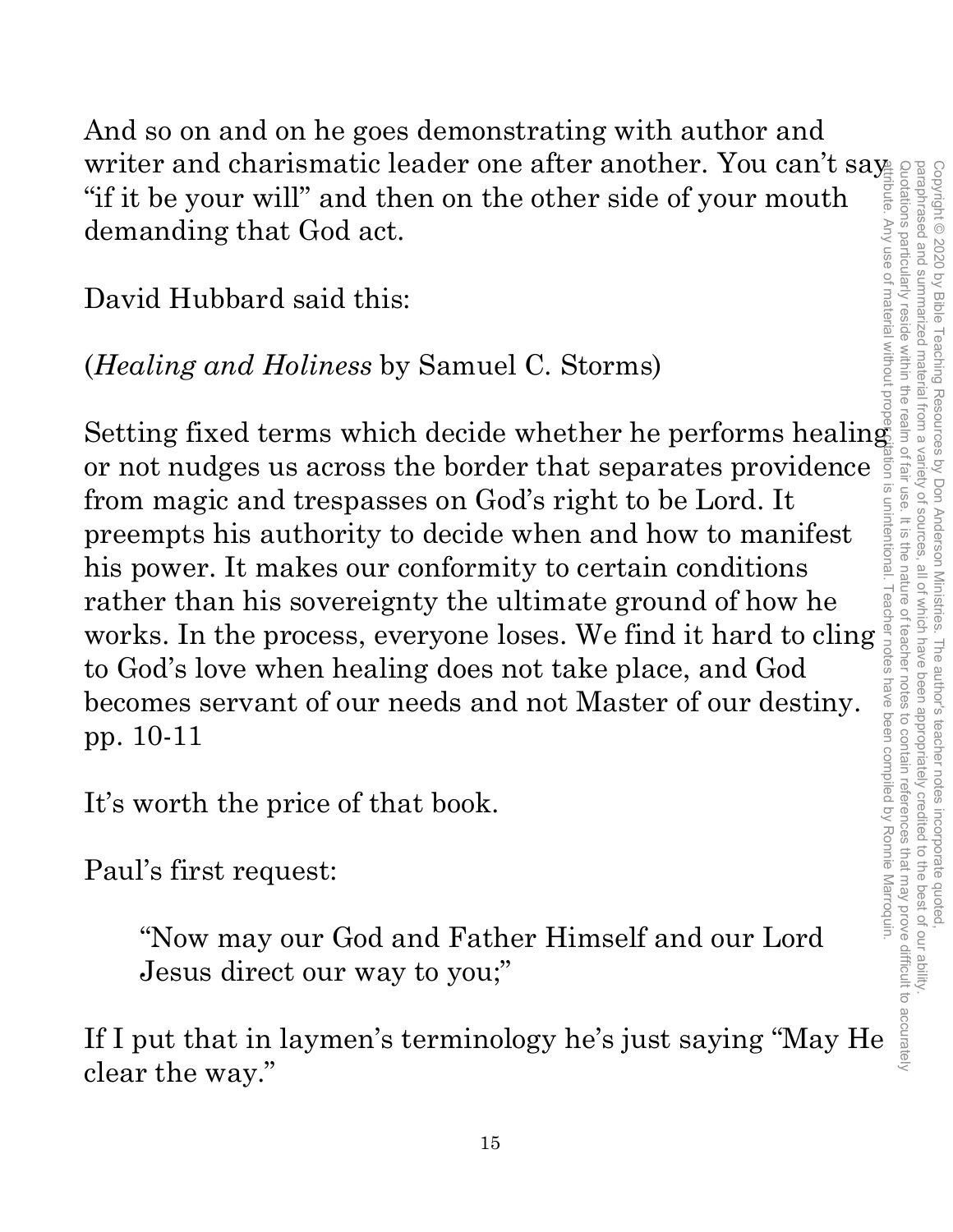And so on and on he goes demonstrating with author and writer and charismatic leader one after another. You can't say "if it be your will" and then on the other side of your mouth demanding that God act.

David Hubbard said this:

(*Healing and Holiness* by Samuel C. Storms)

Setting fixed terms which decide whether he performs healing or not nudges us across the border that separates providence from magic and trespasses on God's right to be Lord. It preempts his authority to decide when and how to manifest his power. It makes our conformity to certain conditions rather than his sovereignty the ultimate ground of how he works. In the process, everyone loses. We find it hard to cling to God's love when healing does not take place, and God becomes servant of our needs and not Master of our destiny. pp. 10-11

It's worth the price of that book.

Paul's first request:

> "Now may our God and Father Himself and our Lord Jesus direct our way to you;"

If I put that in laymen's terminology he's just saying "May He clear the way."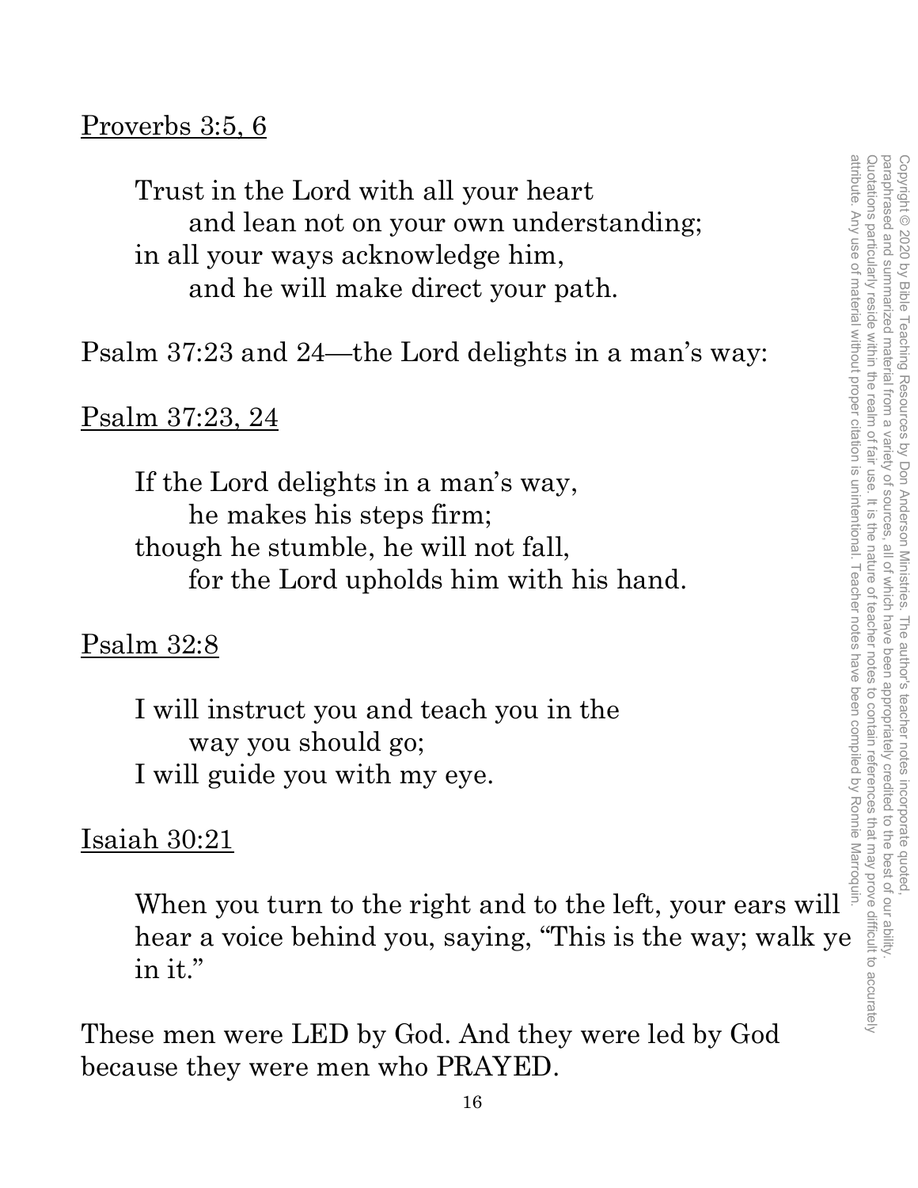Proverbs 3:5, 6

> Trust in the Lord with all your heart
>     and lean not on your own understanding;
> in all your ways acknowledge him,
>     and he will make direct your path.

Psalm 37:23 and 24—the Lord delights in a man's way:

Psalm 37:23, 24

> If the Lord delights in a man's way,
>     he makes his steps firm;
> though he stumble, he will not fall,
>     for the Lord upholds him with his hand.

Psalm 32:8

> I will instruct you and teach you in the
>     way you should go;
> I will guide you with my eye.

Isaiah 30:21

> When you turn to the right and to the left, your ears will hear a voice behind you, saying, "This is the way; walk ye in it."

These men were LED by God. And they were led by God because they were men who PRAYED.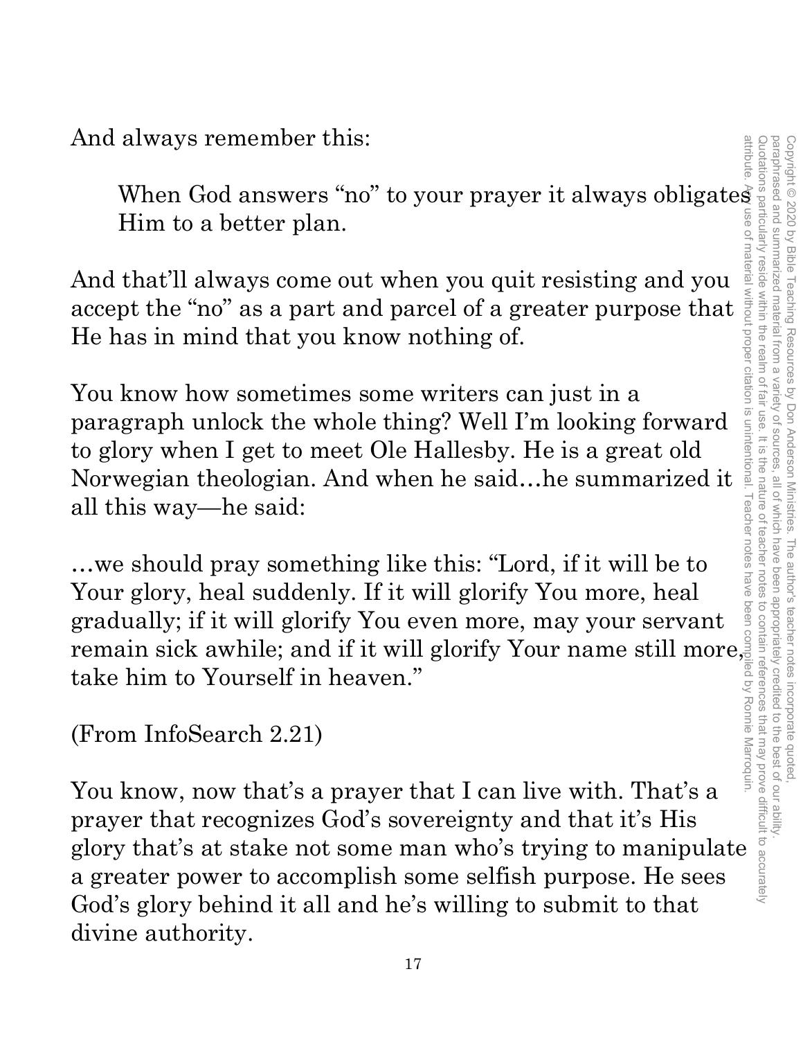And always remember this:

> When God answers "no" to your prayer it always obligates Him to a better plan.

And that'll always come out when you quit resisting and you accept the "no" as a part and parcel of a greater purpose that He has in mind that you know nothing of.

You know how sometimes some writers can just in a paragraph unlock the whole thing? Well I'm looking forward to glory when I get to meet Ole Hallesby. He is a great old Norwegian theologian. And when he said…he summarized it all this way—he said:

…we should pray something like this: "Lord, if it will be to Your glory, heal suddenly. If it will glorify You more, heal gradually; if it will glorify You even more, may your servant remain sick awhile; and if it will glorify Your name still more, take him to Yourself in heaven."

(From InfoSearch 2.21)

You know, now that's a prayer that I can live with. That's a prayer that recognizes God's sovereignty and that it's His glory that's at stake not some man who's trying to manipulate a greater power to accomplish some selfish purpose. He sees God's glory behind it all and he's willing to submit to that divine authority.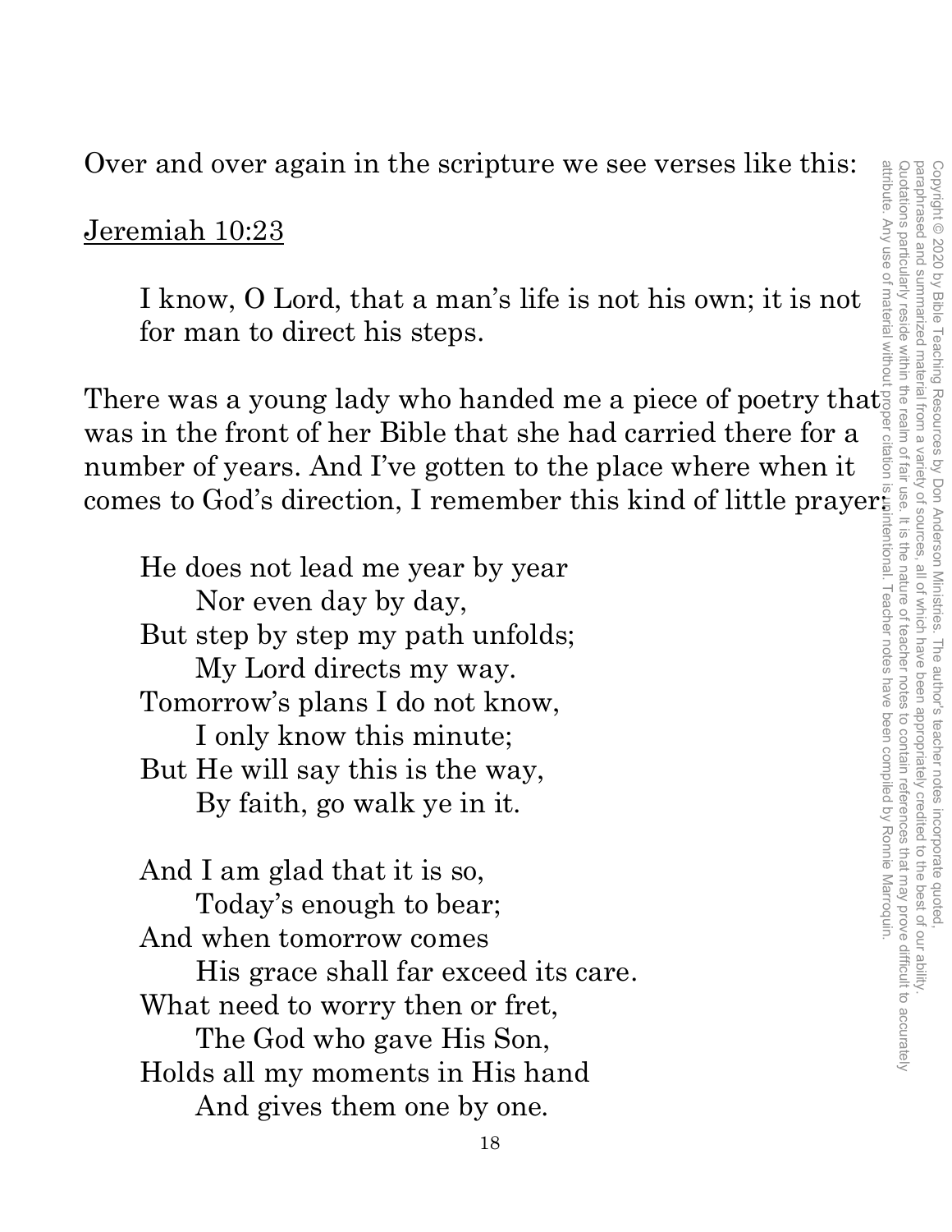Over and over again in the scripture we see verses like this:

<u>Jeremiah 10:23</u>

> I know, O Lord, that a man's life is not his own; it is not for man to direct his steps.

There was a young lady who handed me a piece of poetry that was in the front of her Bible that she had carried there for a number of years. And I've gotten to the place where when it comes to God's direction, I remember this kind of little prayer:

> He does not lead me year by year  
> Nor even day by day,  
> But step by step my path unfolds;  
> My Lord directs my way.  
> Tomorrow's plans I do not know,  
> I only know this minute;  
> But He will say this is the way,  
> By faith, go walk ye in it.
>
> And I am glad that it is so,  
> Today's enough to bear;  
> And when tomorrow comes  
> His grace shall far exceed its care.  
> What need to worry then or fret,  
> The God who gave His Son,  
> Holds all my moments in His hand  
> And gives them one by one.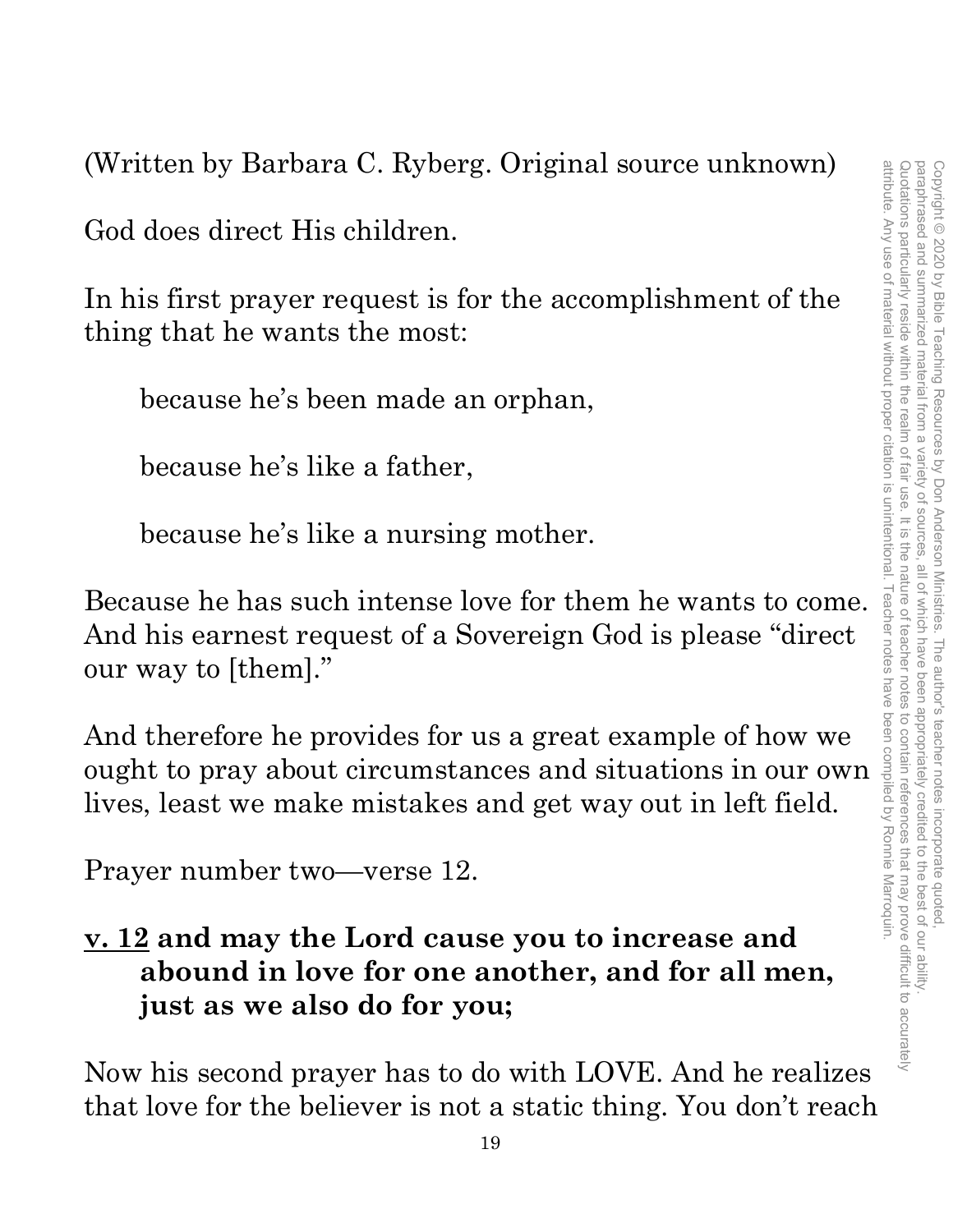(Written by Barbara C. Ryberg. Original source unknown)

God does direct His children.

In his first prayer request is for the accomplishment of the thing that he wants the most:

> because he's been made an orphan,
>
> because he's like a father,
>
> because he's like a nursing mother.

Because he has such intense love for them he wants to come. And his earnest request of a Sovereign God is please "direct our way to [them]."

And therefore he provides for us a great example of how we ought to pray about circumstances and situations in our own lives, least we make mistakes and get way out in left field.

Prayer number two—verse 12.

**<u>v. 12</u> and may the Lord cause you to increase and abound in love for one another, and for all men, just as we also do for you;**

Now his second prayer has to do with LOVE. And he realizes that love for the believer is not a static thing. You don't reach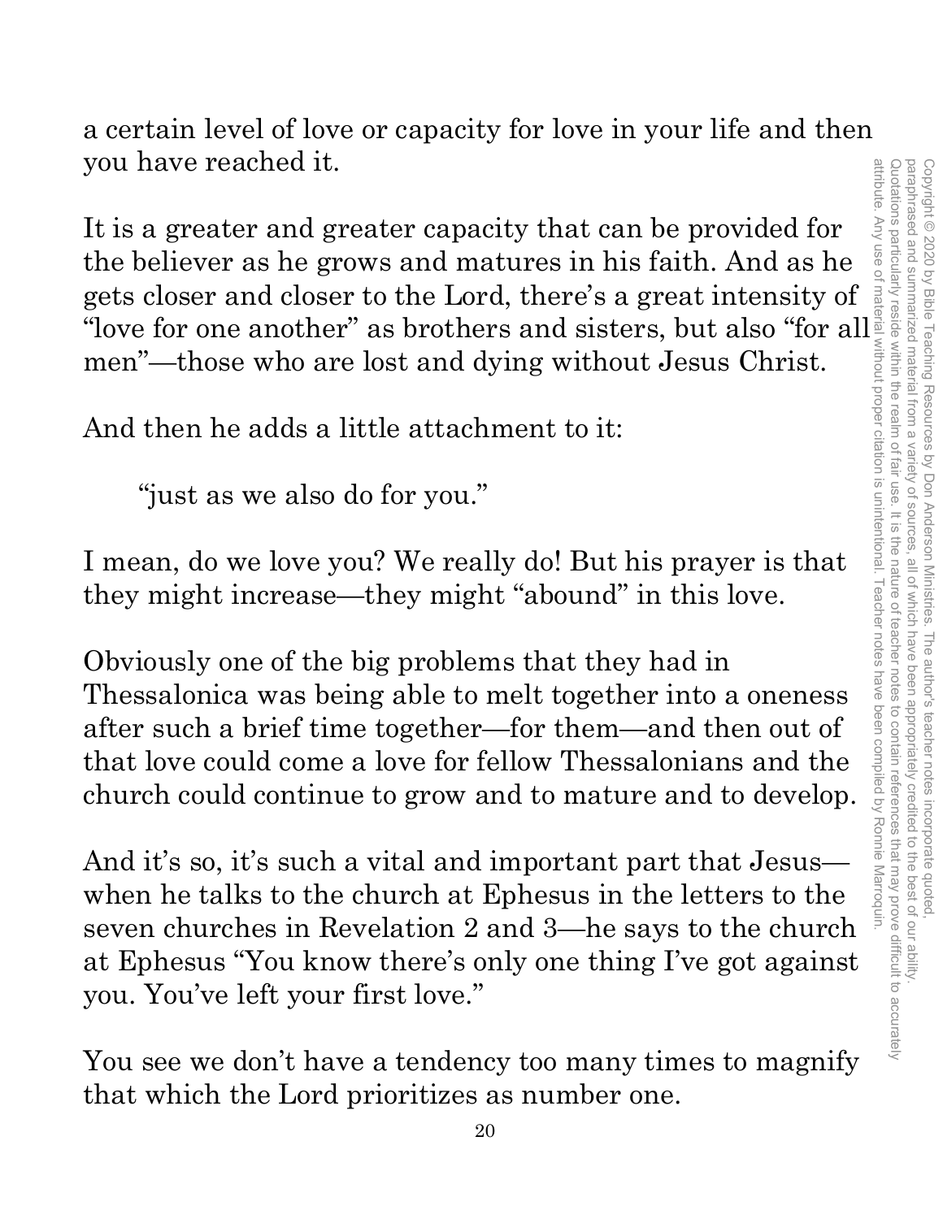a certain level of love or capacity for love in your life and then you have reached it.

It is a greater and greater capacity that can be provided for the believer as he grows and matures in his faith. And as he gets closer and closer to the Lord, there's a great intensity of "love for one another" as brothers and sisters, but also "for all men"—those who are lost and dying without Jesus Christ.

And then he adds a little attachment to it:

> "just as we also do for you."

I mean, do we love you? We really do! But his prayer is that they might increase—they might "abound" in this love.

Obviously one of the big problems that they had in Thessalonica was being able to melt together into a oneness after such a brief time together—for them—and then out of that love could come a love for fellow Thessalonians and the church could continue to grow and to mature and to develop.

And it's so, it's such a vital and important part that Jesus—when he talks to the church at Ephesus in the letters to the seven churches in Revelation 2 and 3—he says to the church at Ephesus "You know there's only one thing I've got against you. You've left your first love."

You see we don't have a tendency too many times to magnify that which the Lord prioritizes as number one.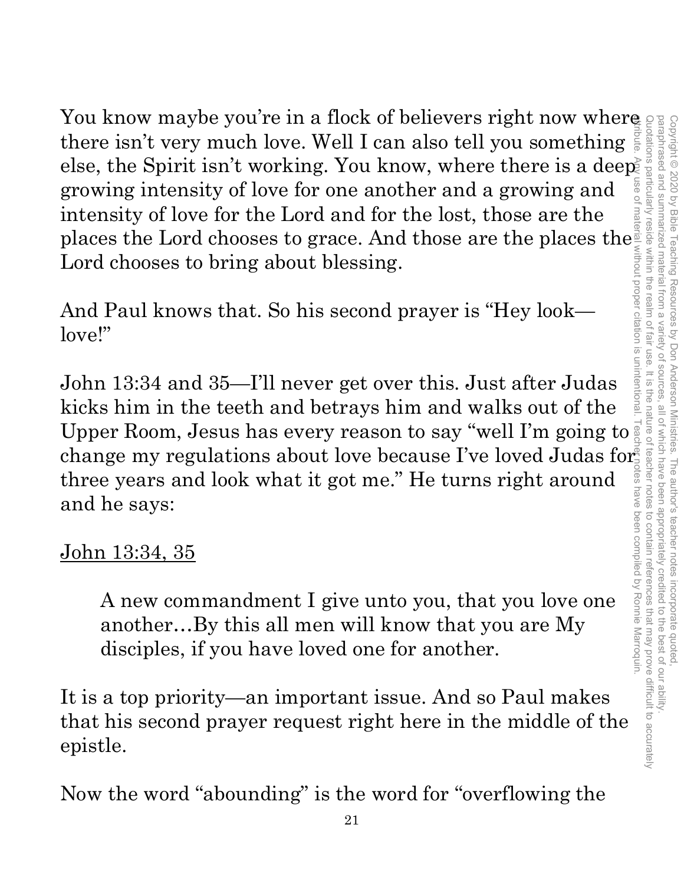You know maybe you're in a flock of believers right now where there isn't very much love. Well I can also tell you something else, the Spirit isn't working. You know, where there is a deep growing intensity of love for one another and a growing and intensity of love for the Lord and for the lost, those are the places the Lord chooses to grace. And those are the places the Lord chooses to bring about blessing.

And Paul knows that. So his second prayer is "Hey look—love!"

John 13:34 and 35—I'll never get over this. Just after Judas kicks him in the teeth and betrays him and walks out of the Upper Room, Jesus has every reason to say "well I'm going to change my regulations about love because I've loved Judas for three years and look what it got me." He turns right around and he says:

<u>John 13:34, 35</u>

> A new commandment I give unto you, that you love one another…By this all men will know that you are My disciples, if you have loved one for another.

It is a top priority—an important issue. And so Paul makes that his second prayer request right here in the middle of the epistle.

Now the word "abounding" is the word for "overflowing the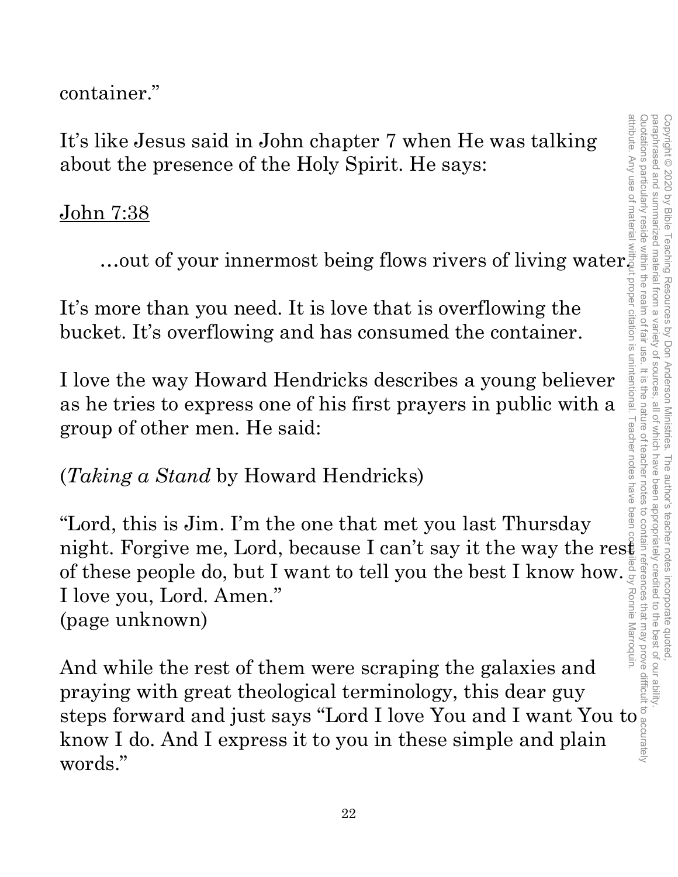container."

It's like Jesus said in John chapter 7 when He was talking about the presence of the Holy Spirit. He says:

John 7:38

> …out of your innermost being flows rivers of living water.

It's more than you need. It is love that is overflowing the bucket. It's overflowing and has consumed the container.

I love the way Howard Hendricks describes a young believer as he tries to express one of his first prayers in public with a group of other men. He said:

(*Taking a Stand* by Howard Hendricks)

"Lord, this is Jim. I'm the one that met you last Thursday night. Forgive me, Lord, because I can't say it the way the rest of these people do, but I want to tell you the best I know how. I love you, Lord. Amen."
(page unknown)

And while the rest of them were scraping the galaxies and praying with great theological terminology, this dear guy steps forward and just says "Lord I love You and I want You to know I do. And I express it to you in these simple and plain words."

Copyright © 2020 by Bible Teaching Resources by Don Anderson Ministries. The author's teacher notes incorporate quoted, paraphrased and summarized material from a variety of sources, all of which have been appropriately credited to the best of our ability. Quotations particularly reside within the realm of fair use. It is the nature of teacher notes to contain references that may prove difficult to accurately attribute. Any use of material without proper citation is unintentional. Teacher notes have been compiled by Ronnie Marroquin.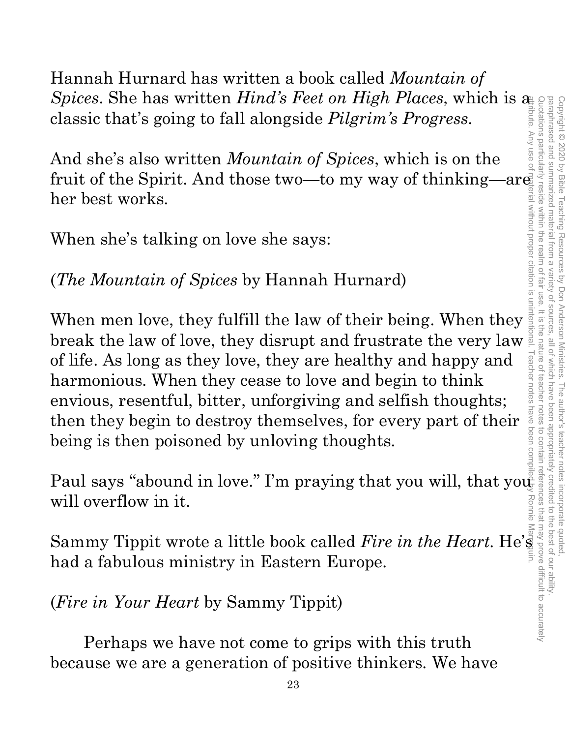Hannah Hurnard has written a book called *Mountain of Spices*. She has written *Hind's Feet on High Places*, which is a classic that's going to fall alongside *Pilgrim's Progress*.

And she's also written *Mountain of Spices*, which is on the fruit of the Spirit. And those two—to my way of thinking—are her best works.

When she's talking on love she says:

(*The Mountain of Spices* by Hannah Hurnard)

When men love, they fulfill the law of their being. When they break the law of love, they disrupt and frustrate the very law of life. As long as they love, they are healthy and happy and harmonious. When they cease to love and begin to think envious, resentful, bitter, unforgiving and selfish thoughts; then they begin to destroy themselves, for every part of their being is then poisoned by unloving thoughts.

Paul says "abound in love." I'm praying that you will, that you will overflow in it.

Sammy Tippit wrote a little book called *Fire in the Heart*. He's had a fabulous ministry in Eastern Europe.

(*Fire in Your Heart* by Sammy Tippit)

Perhaps we have not come to grips with this truth because we are a generation of positive thinkers. We have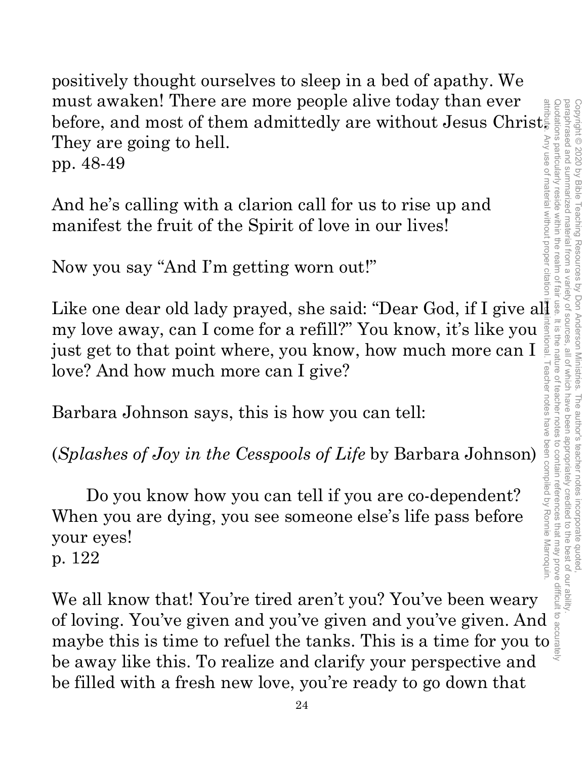positively thought ourselves to sleep in a bed of apathy. We must awaken! There are more people alive today than ever before, and most of them admittedly are without Jesus Christ. They are going to hell.
pp. 48-49

And he's calling with a clarion call for us to rise up and manifest the fruit of the Spirit of love in our lives!

Now you say "And I'm getting worn out!"

Like one dear old lady prayed, she said: "Dear God, if I give all my love away, can I come for a refill?" You know, it's like you just get to that point where, you know, how much more can I love? And how much more can I give?

Barbara Johnson says, this is how you can tell:

(*Splashes of Joy in the Cesspools of Life* by Barbara Johnson)

> Do you know how you can tell if you are co-dependent? When you are dying, you see someone else's life pass before your eyes!
> p. 122

We all know that! You're tired aren't you? You've been weary of loving. You've given and you've given and you've given. And maybe this is time to refuel the tanks. This is a time for you to be away like this. To realize and clarify your perspective and be filled with a fresh new love, you're ready to go down that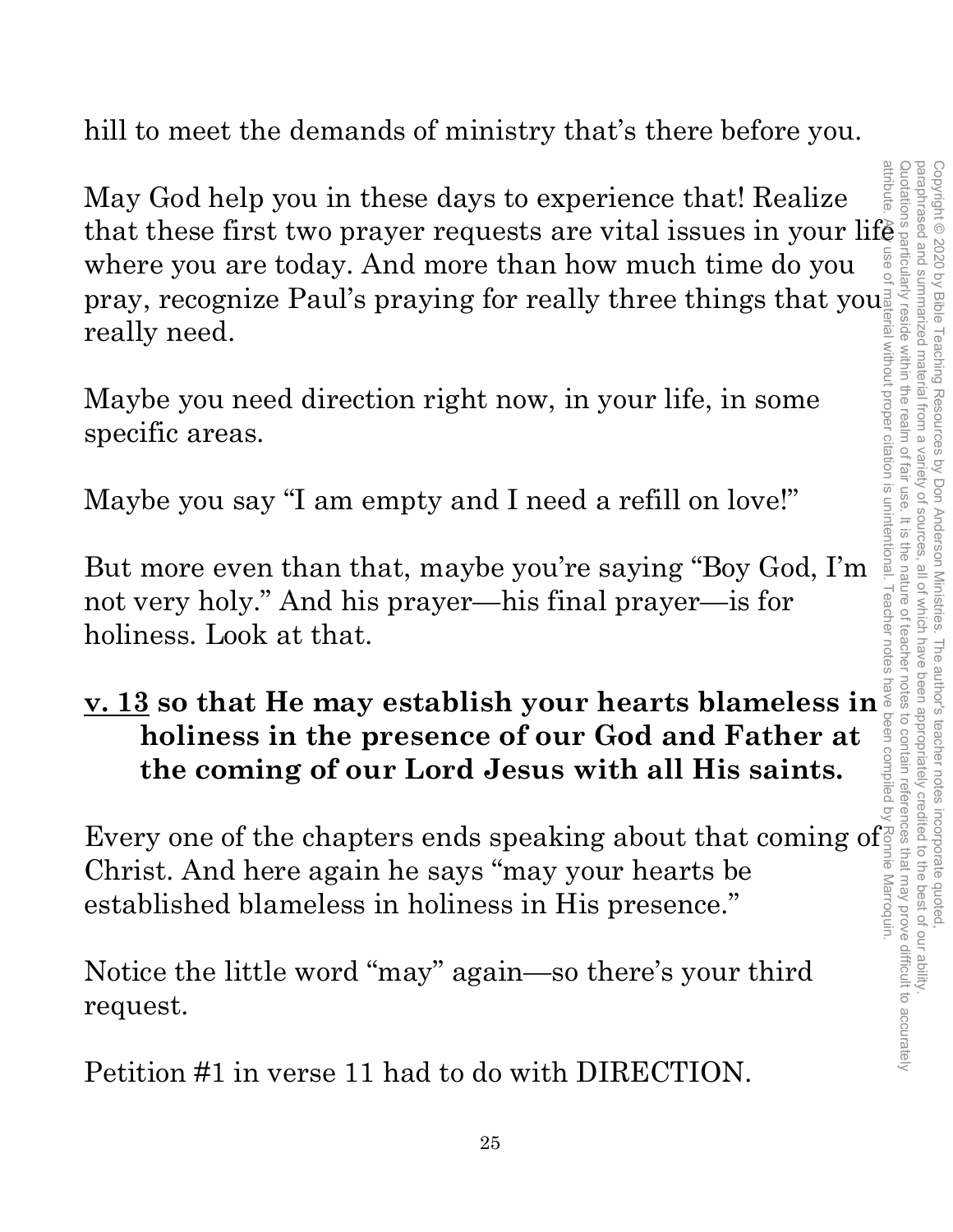hill to meet the demands of ministry that's there before you.

May God help you in these days to experience that! Realize that these first two prayer requests are vital issues in your life where you are today. And more than how much time do you pray, recognize Paul's praying for really three things that you really need.

Maybe you need direction right now, in your life, in some specific areas.

Maybe you say "I am empty and I need a refill on love!"

But more even than that, maybe you're saying "Boy God, I'm not very holy." And his prayer—his final prayer—is for holiness. Look at that.

**<u>v. 13</u> so that He may establish your hearts blameless in holiness in the presence of our God and Father at the coming of our Lord Jesus with all His saints.**

Every one of the chapters ends speaking about that coming of Christ. And here again he says "may your hearts be established blameless in holiness in His presence."

Notice the little word "may" again—so there's your third request.

Petition #1 in verse 11 had to do with DIRECTION.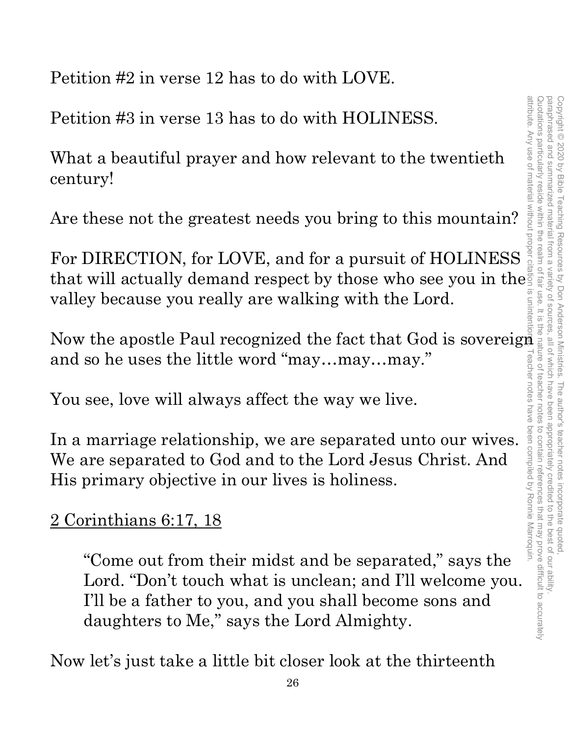Petition #2 in verse 12 has to do with LOVE.

Petition #3 in verse 13 has to do with HOLINESS.

What a beautiful prayer and how relevant to the twentieth century!

Are these not the greatest needs you bring to this mountain?

For DIRECTION, for LOVE, and for a pursuit of HOLINESS that will actually demand respect by those who see you in the valley because you really are walking with the Lord.

Now the apostle Paul recognized the fact that God is sovereign and so he uses the little word "may…may…may."

You see, love will always affect the way we live.

In a marriage relationship, we are separated unto our wives. We are separated to God and to the Lord Jesus Christ. And His primary objective in our lives is holiness.

<u>2 Corinthians 6:17, 18</u>

> "Come out from their midst and be separated," says the Lord. "Don't touch what is unclean; and I'll welcome you. I'll be a father to you, and you shall become sons and daughters to Me," says the Lord Almighty.

Now let's just take a little bit closer look at the thirteenth

Copyright © 2020 by Bible Teaching Resources by Don Anderson Ministries. The author's teacher notes incorporate quoted, paraphrased and summarized material from a variety of sources, all of which have been appropriately credited to the best of our ability. Quotations particularly reside within the realm of fair use. It is the nature of teacher notes to contain references that may prove difficult to accurately attribute. Any use of material without proper citation is unintentional. Teacher notes have been compiled by Ronnie Marroquin.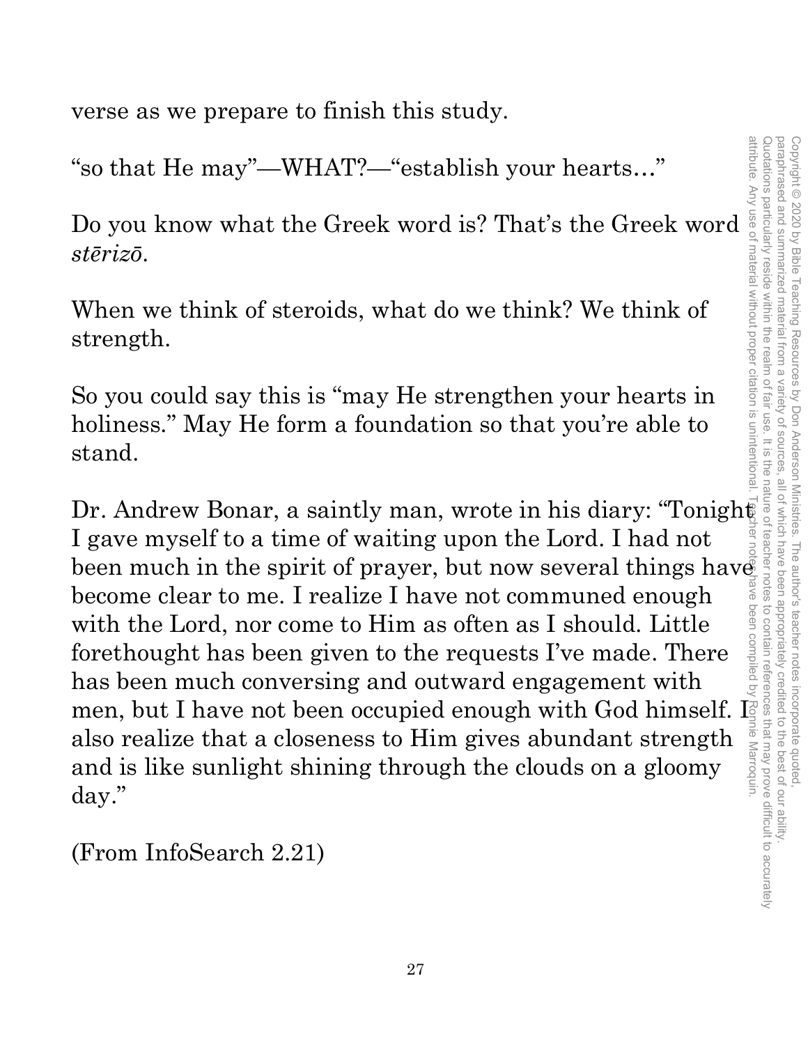verse as we prepare to finish this study.

"so that He may"—WHAT?—"establish your hearts…"

Do you know what the Greek word is? That's the Greek word *stērizō*.

When we think of steroids, what do we think? We think of strength.

So you could say this is "may He strengthen your hearts in holiness." May He form a foundation so that you're able to stand.

Dr. Andrew Bonar, a saintly man, wrote in his diary: "Tonight I gave myself to a time of waiting upon the Lord. I had not been much in the spirit of prayer, but now several things have become clear to me. I realize I have not communed enough with the Lord, nor come to Him as often as I should. Little forethought has been given to the requests I've made. There has been much conversing and outward engagement with men, but I have not been occupied enough with God himself. I also realize that a closeness to Him gives abundant strength and is like sunlight shining through the clouds on a gloomy day."

(From InfoSearch 2.21)

Copyright © 2020 by Bible Teaching Resources by Don Anderson Ministries. The author's teacher notes incorporate quoted, paraphrased and summarized material from a variety of sources, all of which have been appropriately credited to the best of our ability. Quotations particularly reside within the realm of fair use. It is the nature of teacher notes to contain references that may prove difficult to accurately attribute. Any use of material without proper citation is unintentional. Teacher notes have been compiled by Ronnie Marroquin.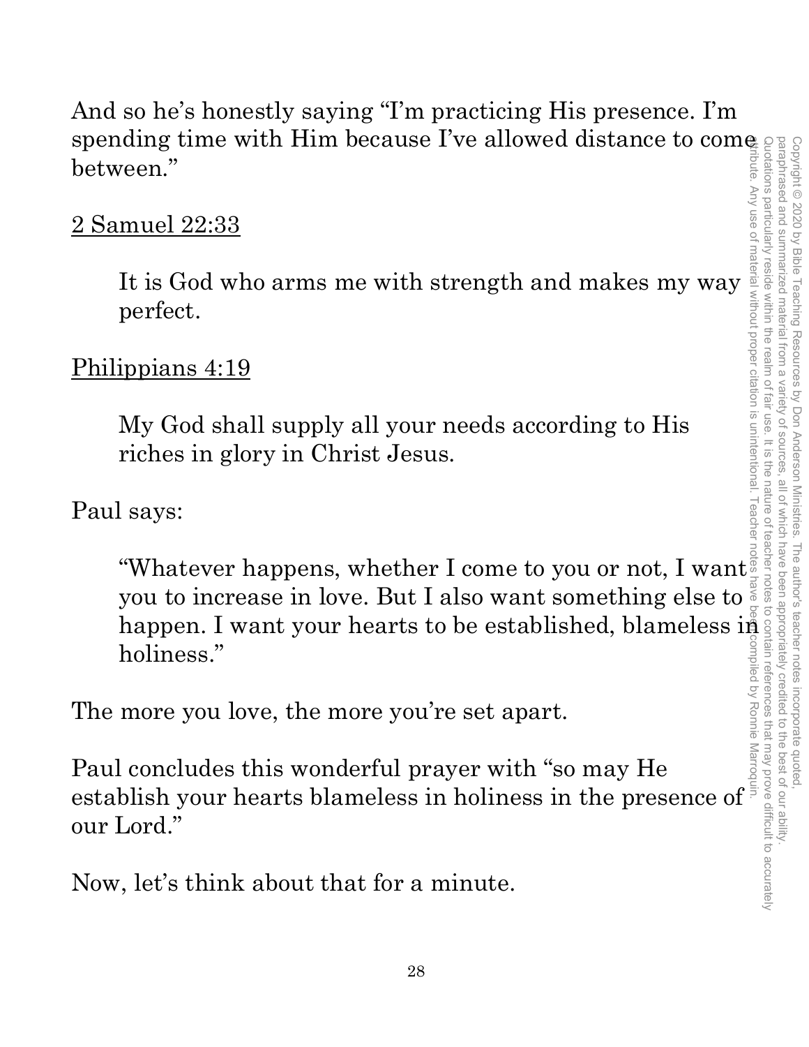And so he's honestly saying "I'm practicing His presence. I'm spending time with Him because I've allowed distance to come between."

<u>2 Samuel 22:33</u>

> It is God who arms me with strength and makes my way perfect.

<u>Philippians 4:19</u>

> My God shall supply all your needs according to His riches in glory in Christ Jesus.

Paul says:

> "Whatever happens, whether I come to you or not, I want you to increase in love. But I also want something else to happen. I want your hearts to be established, blameless in holiness."

The more you love, the more you're set apart.

Paul concludes this wonderful prayer with "so may He establish your hearts blameless in holiness in the presence of our Lord."

Now, let's think about that for a minute.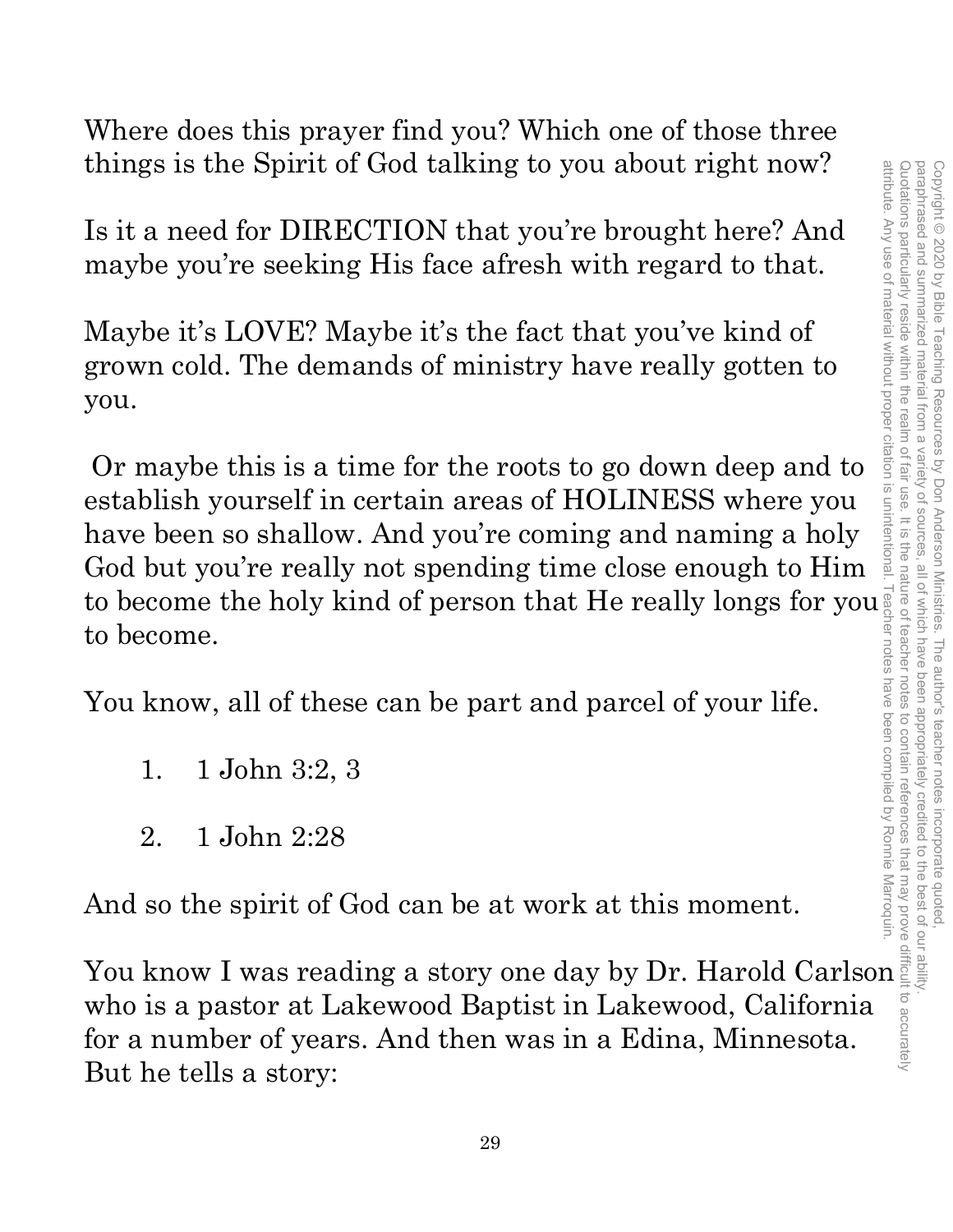Where does this prayer find you? Which one of those three things is the Spirit of God talking to you about right now?

Is it a need for DIRECTION that you're brought here? And maybe you're seeking His face afresh with regard to that.

Maybe it's LOVE? Maybe it's the fact that you've kind of grown cold. The demands of ministry have really gotten to you.

Or maybe this is a time for the roots to go down deep and to establish yourself in certain areas of HOLINESS where you have been so shallow. And you're coming and naming a holy God but you're really not spending time close enough to Him to become the holy kind of person that He really longs for you to become.

You know, all of these can be part and parcel of your life.

1. 1 John 3:2, 3
2. 1 John 2:28

And so the spirit of God can be at work at this moment.

You know I was reading a story one day by Dr. Harold Carlson who is a pastor at Lakewood Baptist in Lakewood, California for a number of years. And then was in a Edina, Minnesota. But he tells a story:

Copyright © 2020 by Bible Teaching Resources by Don Anderson Ministries. The author's teacher notes incorporate quoted, paraphrased and summarized material from a variety of sources, all of which have been appropriately credited to the best of our ability. Quotations particularly reside within the realm of fair use. It is the nature of teacher notes to contain references that may prove difficult to accurately attribute. Any use of material without proper citation is unintentional. Teacher notes have been compiled by Ronnie Marroquin.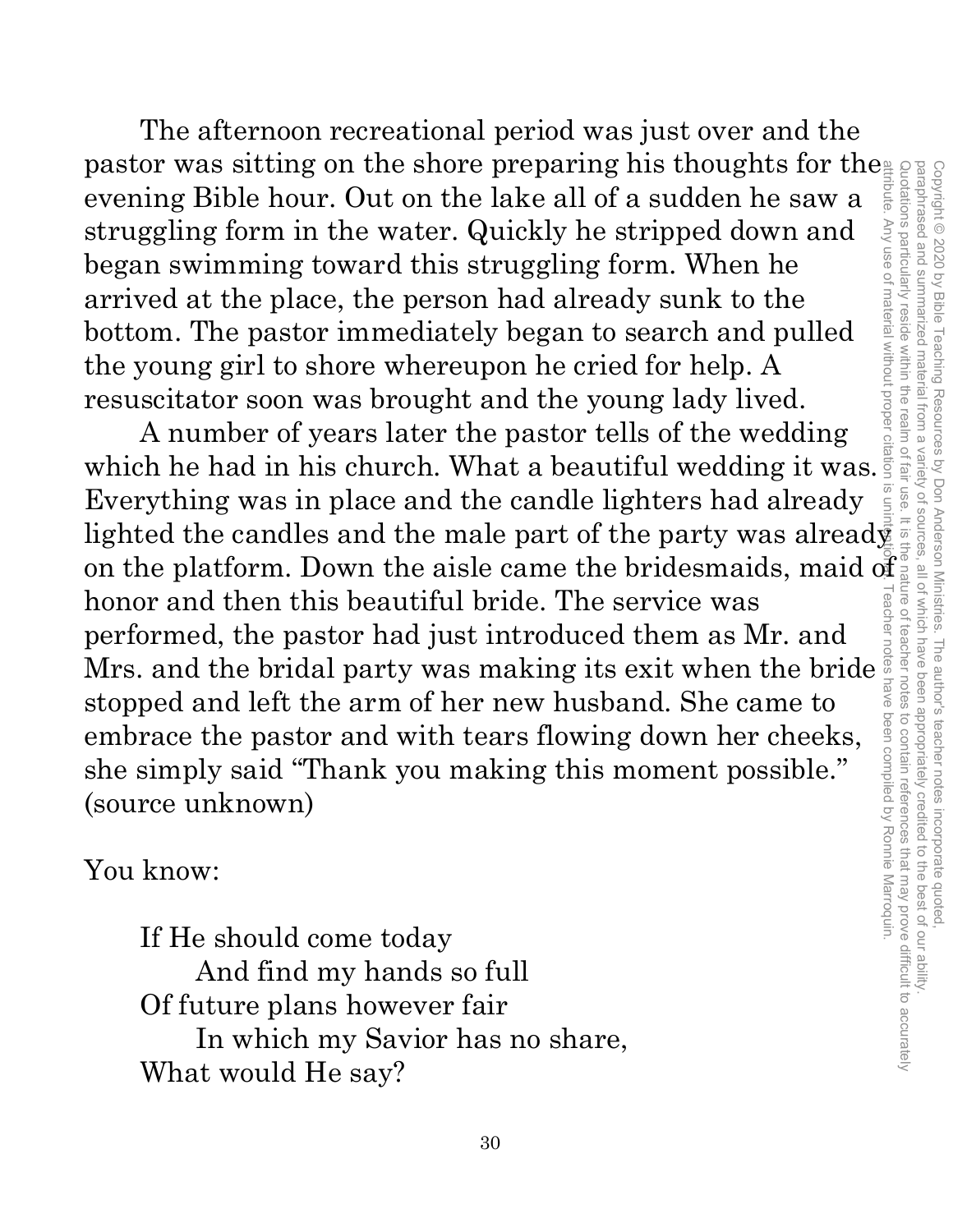The afternoon recreational period was just over and the pastor was sitting on the shore preparing his thoughts for the evening Bible hour. Out on the lake all of a sudden he saw a struggling form in the water. Quickly he stripped down and began swimming toward this struggling form. When he arrived at the place, the person had already sunk to the bottom. The pastor immediately began to search and pulled the young girl to shore whereupon he cried for help. A resuscitator soon was brought and the young lady lived.

A number of years later the pastor tells of the wedding which he had in his church. What a beautiful wedding it was. Everything was in place and the candle lighters had already lighted the candles and the male part of the party was already on the platform. Down the aisle came the bridesmaids, maid of honor and then this beautiful bride. The service was performed, the pastor had just introduced them as Mr. and Mrs. and the bridal party was making its exit when the bride stopped and left the arm of her new husband. She came to embrace the pastor and with tears flowing down her cheeks, she simply said "Thank you making this moment possible." (source unknown)

You know:

> If He should come today
> And find my hands so full
> Of future plans however fair
> In which my Savior has no share,
> What would He say?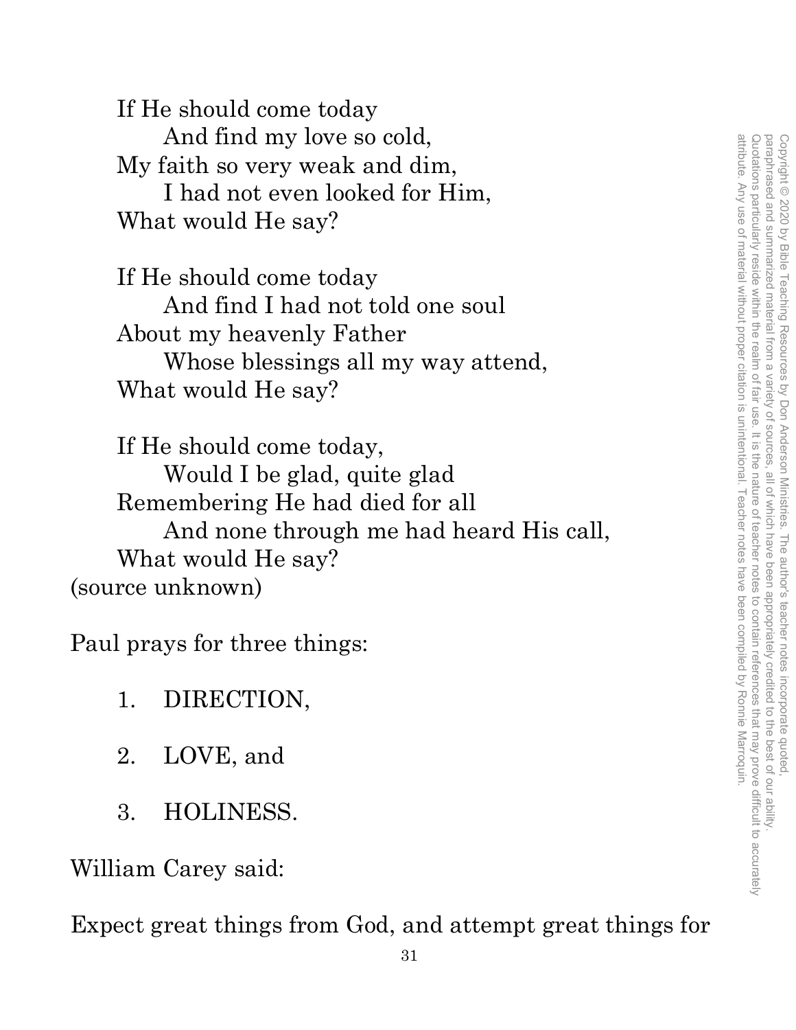If He should come today  
    And find my love so cold,  
My faith so very weak and dim,  
    I had not even looked for Him,  
What would He say?

If He should come today  
    And find I had not told one soul  
About my heavenly Father  
    Whose blessings all my way attend,  
What would He say?

If He should come today,  
    Would I be glad, quite glad  
Remembering He had died for all  
    And none through me had heard His call,  
What would He say?  
(source unknown)

Paul prays for three things:

1. DIRECTION,

2. LOVE, and

3. HOLINESS.

William Carey said:

Expect great things from God, and attempt great things for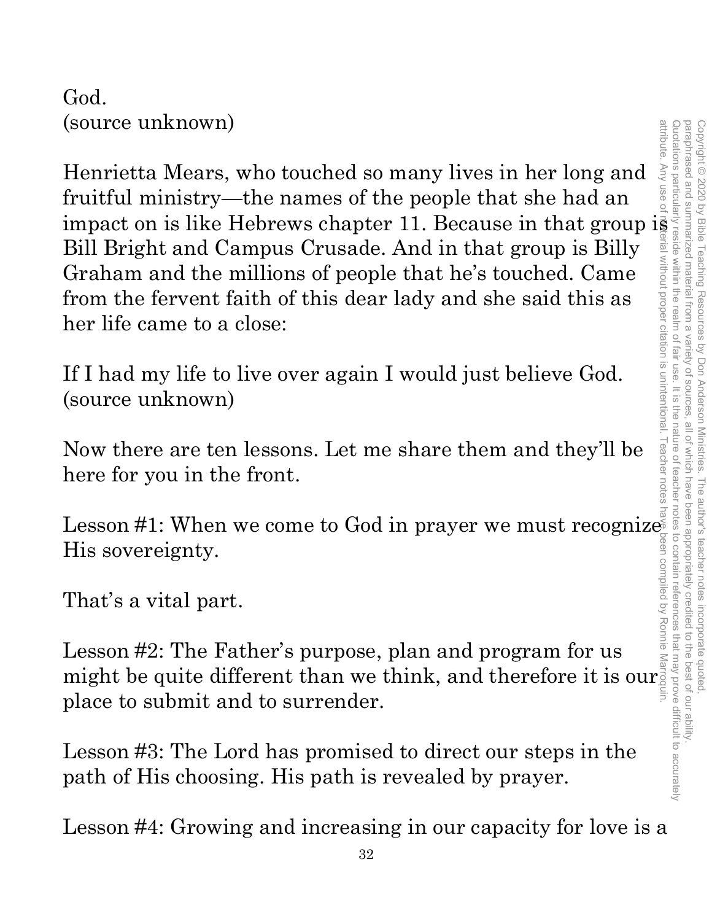God.
(source unknown)

Henrietta Mears, who touched so many lives in her long and fruitful ministry—the names of the people that she had an impact on is like Hebrews chapter 11. Because in that group is Bill Bright and Campus Crusade. And in that group is Billy Graham and the millions of people that he's touched. Came from the fervent faith of this dear lady and she said this as her life came to a close:

If I had my life to live over again I would just believe God.
(source unknown)

Now there are ten lessons. Let me share them and they'll be here for you in the front.

Lesson #1: When we come to God in prayer we must recognize His sovereignty.

That's a vital part.

Lesson #2: The Father's purpose, plan and program for us might be quite different than we think, and therefore it is our place to submit and to surrender.

Lesson #3: The Lord has promised to direct our steps in the path of His choosing. His path is revealed by prayer.

Lesson #4: Growing and increasing in our capacity for love is a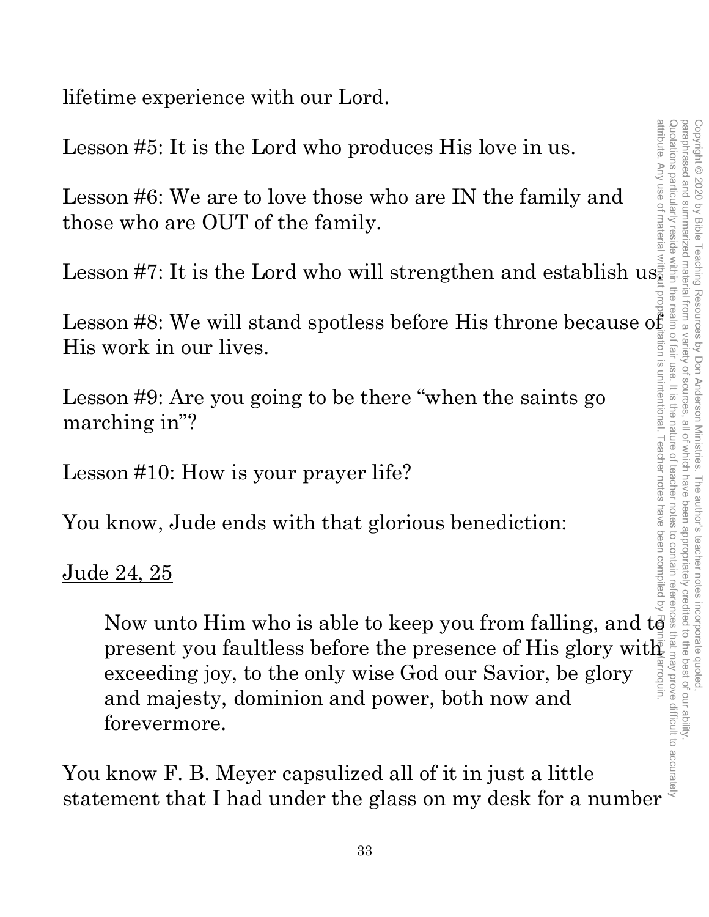lifetime experience with our Lord.

Lesson #5: It is the Lord who produces His love in us.

Lesson #6: We are to love those who are IN the family and those who are OUT of the family.

Lesson #7: It is the Lord who will strengthen and establish us.

Lesson #8: We will stand spotless before His throne because of His work in our lives.

Lesson #9: Are you going to be there "when the saints go marching in"?

Lesson #10: How is your prayer life?

You know, Jude ends with that glorious benediction:

Jude 24, 25

> Now unto Him who is able to keep you from falling, and to present you faultless before the presence of His glory with exceeding joy, to the only wise God our Savior, be glory and majesty, dominion and power, both now and forevermore.

You know F. B. Meyer capsulized all of it in just a little statement that I had under the glass on my desk for a number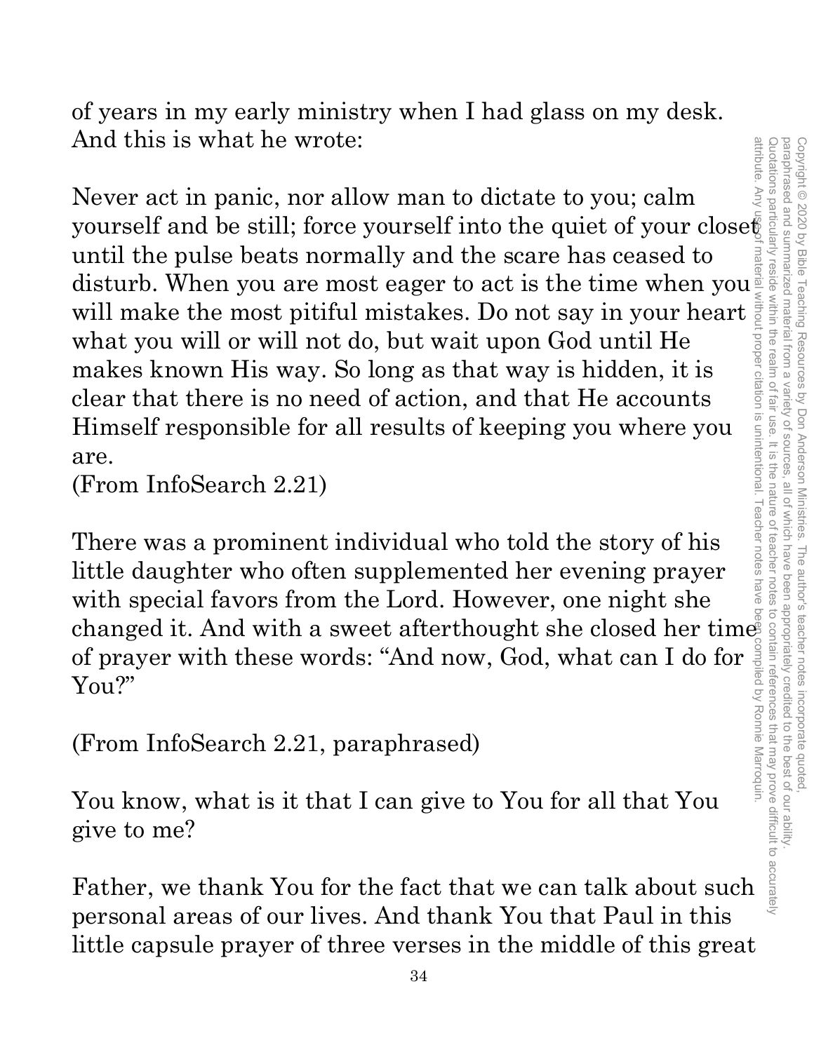of years in my early ministry when I had glass on my desk. And this is what he wrote:

Never act in panic, nor allow man to dictate to you; calm yourself and be still; force yourself into the quiet of your closet until the pulse beats normally and the scare has ceased to disturb. When you are most eager to act is the time when you will make the most pitiful mistakes. Do not say in your heart what you will or will not do, but wait upon God until He makes known His way. So long as that way is hidden, it is clear that there is no need of action, and that He accounts Himself responsible for all results of keeping you where you are.
(From InfoSearch 2.21)

There was a prominent individual who told the story of his little daughter who often supplemented her evening prayer with special favors from the Lord. However, one night she changed it. And with a sweet afterthought she closed her time of prayer with these words: "And now, God, what can I do for You?"

(From InfoSearch 2.21, paraphrased)

You know, what is it that I can give to You for all that You give to me?

Father, we thank You for the fact that we can talk about such personal areas of our lives. And thank You that Paul in this little capsule prayer of three verses in the middle of this great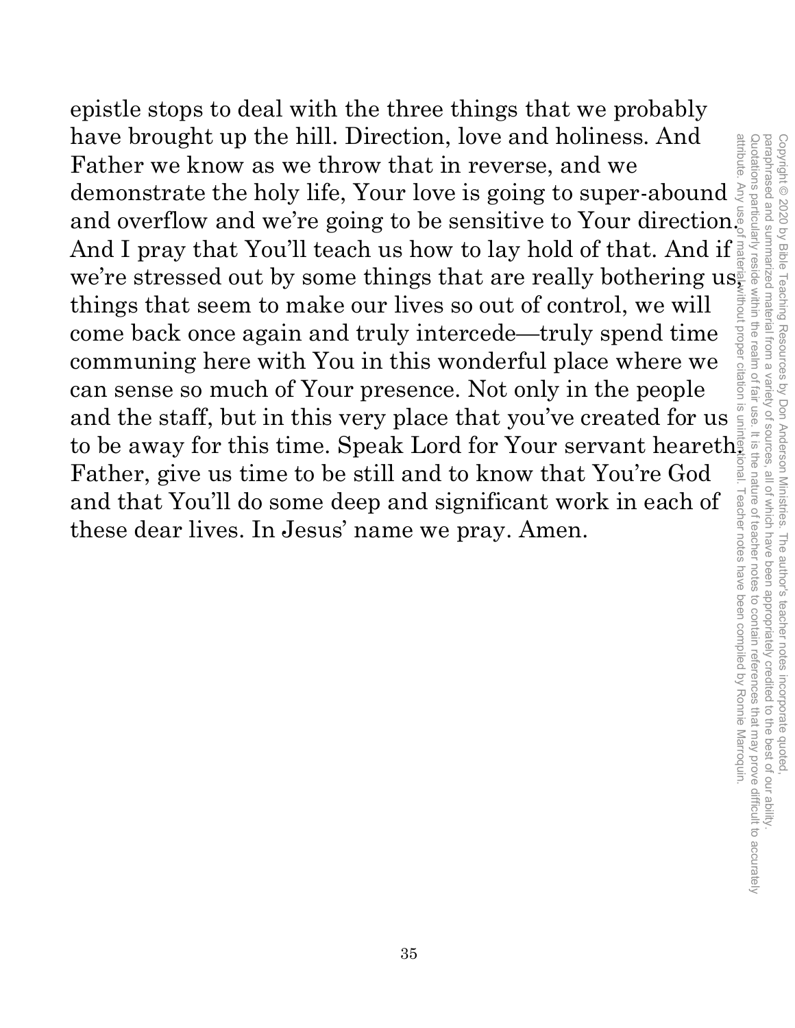epistle stops to deal with the three things that we probably have brought up the hill. Direction, love and holiness. And Father we know as we throw that in reverse, and we demonstrate the holy life, Your love is going to super-abound and overflow and we're going to be sensitive to Your direction. And I pray that You'll teach us how to lay hold of that. And if we're stressed out by some things that are really bothering us, things that seem to make our lives so out of control, we will come back once again and truly intercede—truly spend time communing here with You in this wonderful place where we can sense so much of Your presence. Not only in the people and the staff, but in this very place that you've created for us to be away for this time. Speak Lord for Your servant heareth. Father, give us time to be still and to know that You're God and that You'll do some deep and significant work in each of these dear lives. In Jesus' name we pray. Amen.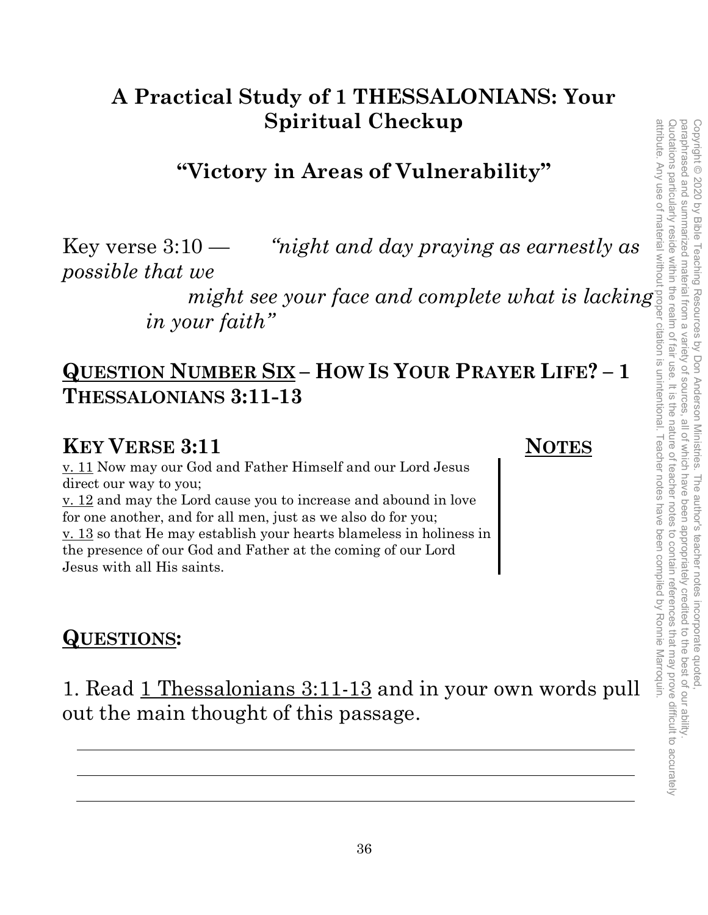# A Practical Study of 1 THESSALONIANS: Your Spiritual Checkup

## "Victory in Areas of Vulnerability"

Key verse 3:10 — *"night and day praying as earnestly as possible that we might see your face and complete what is lacking in your faith"*

## <u>QUESTION NUMBER SIX</u> – HOW IS YOUR PRAYER LIFE? – 1 THESSALONIANS 3:11-13

### KEY VERSE 3:11

<u>v. 11</u> Now may our God and Father Himself and our Lord Jesus direct our way to you;
<u>v. 12</u> and may the Lord cause you to increase and abound in love for one another, and for all men, just as we also do for you;
<u>v. 13</u> so that He may establish your hearts blameless in holiness in the presence of our God and Father at the coming of our Lord Jesus with all His saints.

### <u>NOTES</u>

## <u>QUESTIONS</u>:

1. Read <u>1 Thessalonians 3:11-13</u> and in your own words pull out the main thought of this passage.

\_\_\_\_\_\_\_\_\_\_\_\_\_\_\_\_\_\_\_\_\_\_\_\_\_\_\_\_\_\_\_\_\_\_\_\_\_\_\_\_\_\_\_\_\_\_\_\_\_\_\_\_

\_\_\_\_\_\_\_\_\_\_\_\_\_\_\_\_\_\_\_\_\_\_\_\_\_\_\_\_\_\_\_\_\_\_\_\_\_\_\_\_\_\_\_\_\_\_\_\_\_\_\_\_

\_\_\_\_\_\_\_\_\_\_\_\_\_\_\_\_\_\_\_\_\_\_\_\_\_\_\_\_\_\_\_\_\_\_\_\_\_\_\_\_\_\_\_\_\_\_\_\_\_\_\_\_

Copyright © 2020 by Bible Teaching Resources by Don Anderson Ministries. The author's teacher notes incorporate quoted, paraphrased and summarized material from a variety of sources, all of which have been appropriately credited to the best of our ability. Quotations particularly reside within the realm of fair use. It is the nature of teacher notes to contain references that may prove difficult to accurately attribute. Any use of material without proper citation is unintentional. Teacher notes have been compiled by Ronnie Marroquin.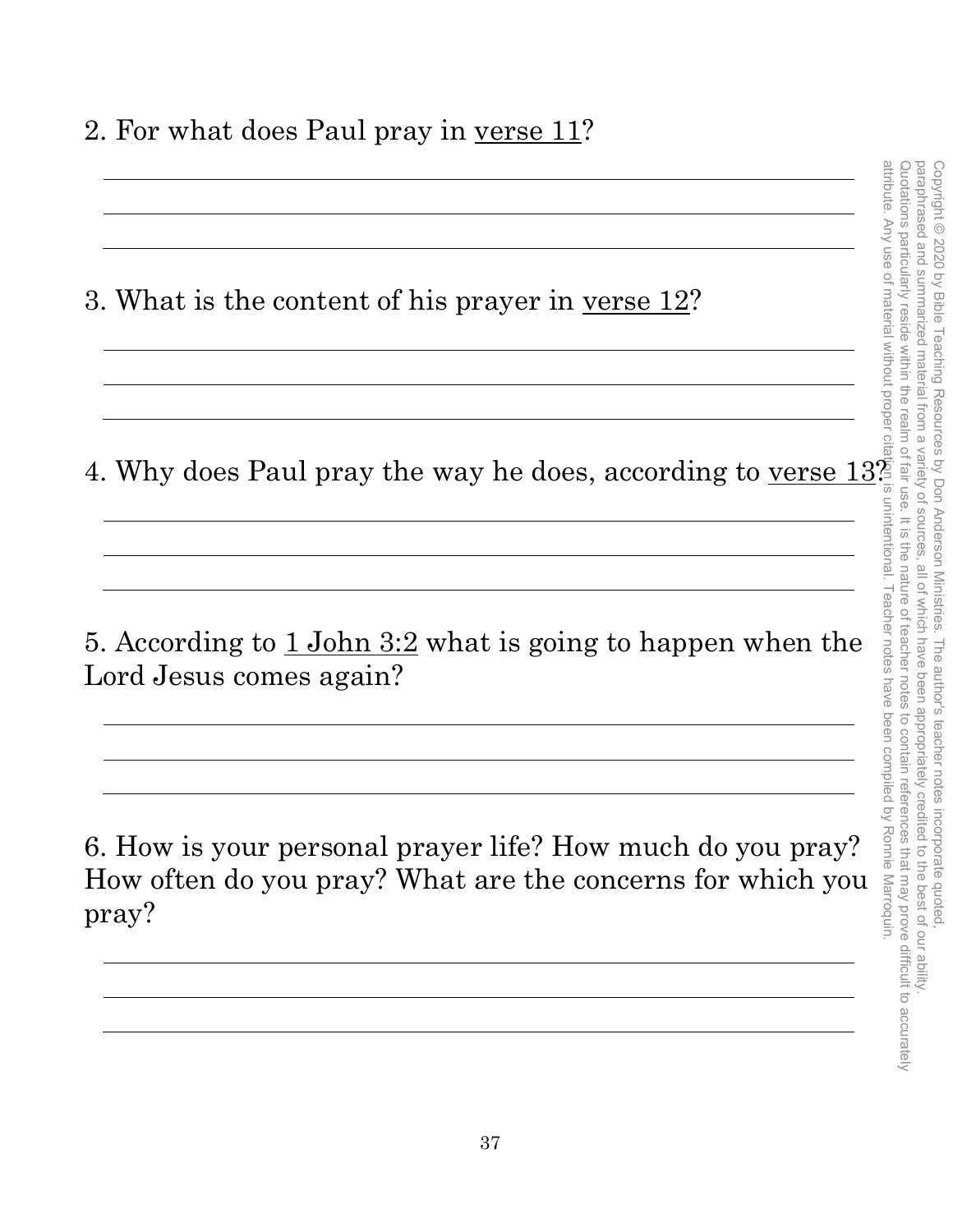2. For what does Paul pray in <u>verse 11</u>?

3. What is the content of his prayer in <u>verse 12</u>?

4. Why does Paul pray the way he does, according to <u>verse 13</u>?

5. According to <u>1 John 3:2</u> what is going to happen when the Lord Jesus comes again?

6. How is your personal prayer life? How much do you pray? How often do you pray? What are the concerns for which you pray?

Copyright © 2020 by Bible Teaching Resources by Don Anderson Ministries. The author's teacher notes incorporate quoted, paraphrased and summarized material from a variety of sources, all of which have been appropriately credited to the best of our ability. Quotations particularly reside within the realm of fair use. It is the nature of teacher notes to contain references that may prove difficult to accurately attribute. Any use of material without proper citation is unintentional. Teacher notes have been compiled by Ronnie Marroquin.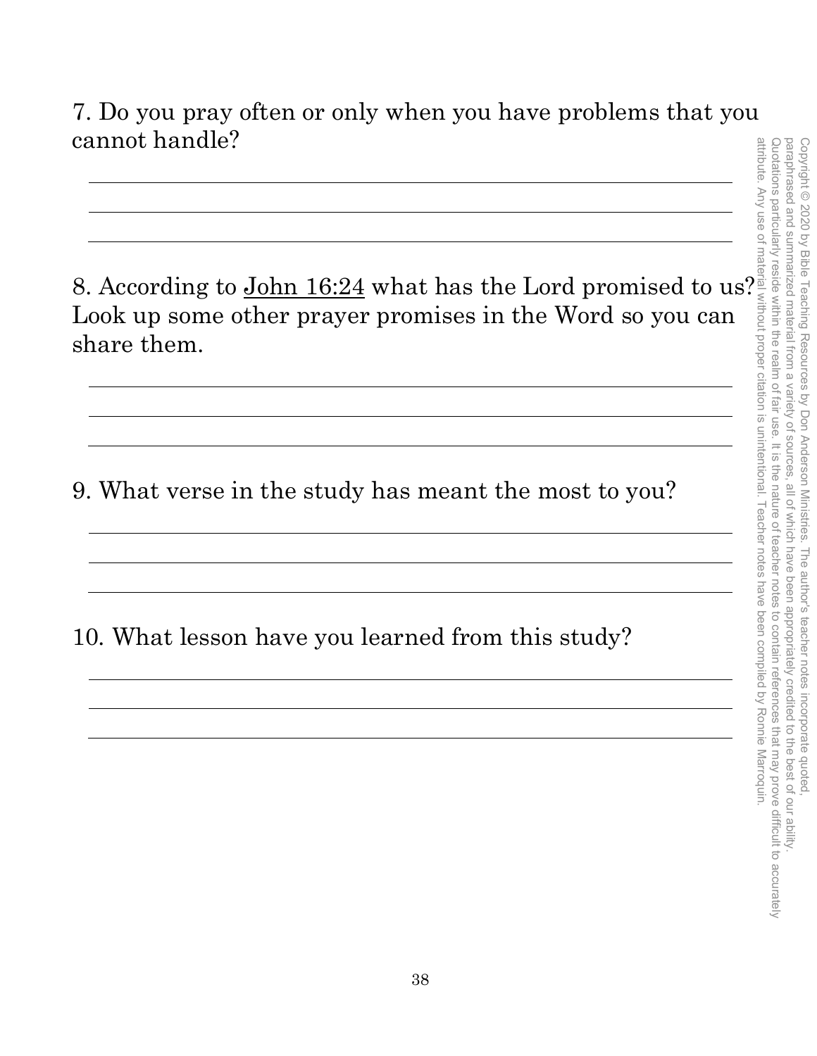7. Do you pray often or only when you have problems that you cannot handle?

8. According to John 16:24 what has the Lord promised to us? Look up some other prayer promises in the Word so you can share them.

9. What verse in the study has meant the most to you?

10. What lesson have you learned from this study?

Copyright © 2020 by Bible Teaching Resources by Don Anderson Ministries. The author's teacher notes incorporate quoted, paraphrased and summarized material from a variety of sources, all of which have been appropriately credited to the best of our ability. Quotations particularly reside within the realm of fair use. It is the nature of teacher notes to contain references that may prove difficult to accurately attribute. Any use of material without proper citation is unintentional. Teacher notes have been compiled by Ronnie Marroquin.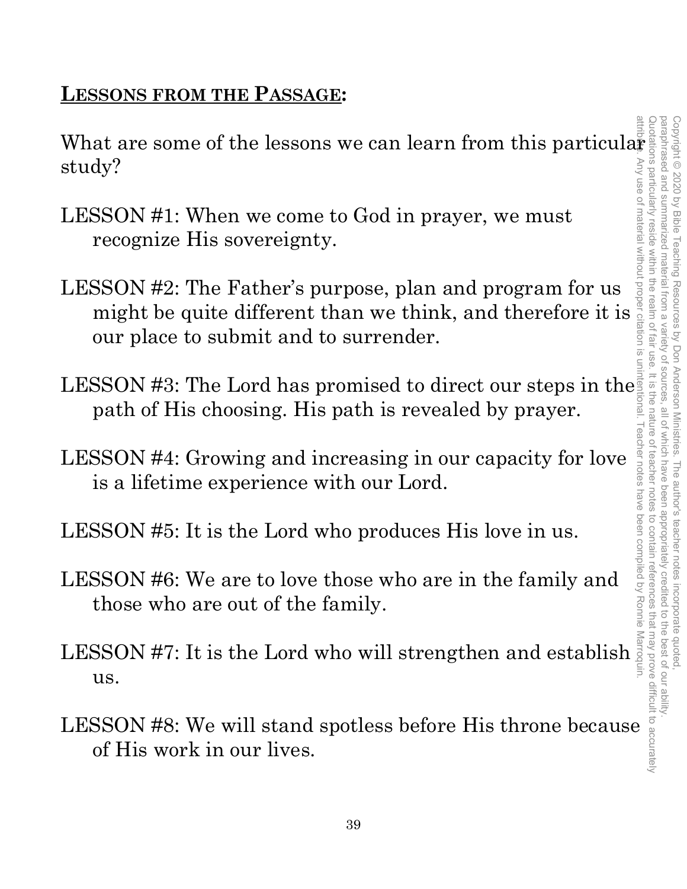## Lessons from the Passage:

What are some of the lessons we can learn from this particular study?

LESSON #1: When we come to God in prayer, we must recognize His sovereignty.

LESSON #2: The Father's purpose, plan and program for us might be quite different than we think, and therefore it is our place to submit and to surrender.

LESSON #3: The Lord has promised to direct our steps in the path of His choosing. His path is revealed by prayer.

LESSON #4: Growing and increasing in our capacity for love is a lifetime experience with our Lord.

LESSON #5: It is the Lord who produces His love in us.

LESSON #6: We are to love those who are in the family and those who are out of the family.

LESSON #7: It is the Lord who will strengthen and establish us.

LESSON #8: We will stand spotless before His throne because of His work in our lives.

Copyright © 2020 by Bible Teaching Resources by Don Anderson Ministries. The author's teacher notes incorporate quoted, paraphrased and summarized material from a variety of sources, all of which have been appropriately credited to the best of our ability. Quotations particularly reside within the realm of fair use. It is the nature of teacher notes to contain references that may prove difficult to accurately attribute. Any use of material without proper citation is unintentional. Teacher notes have been compiled by Ronnie Marroquin.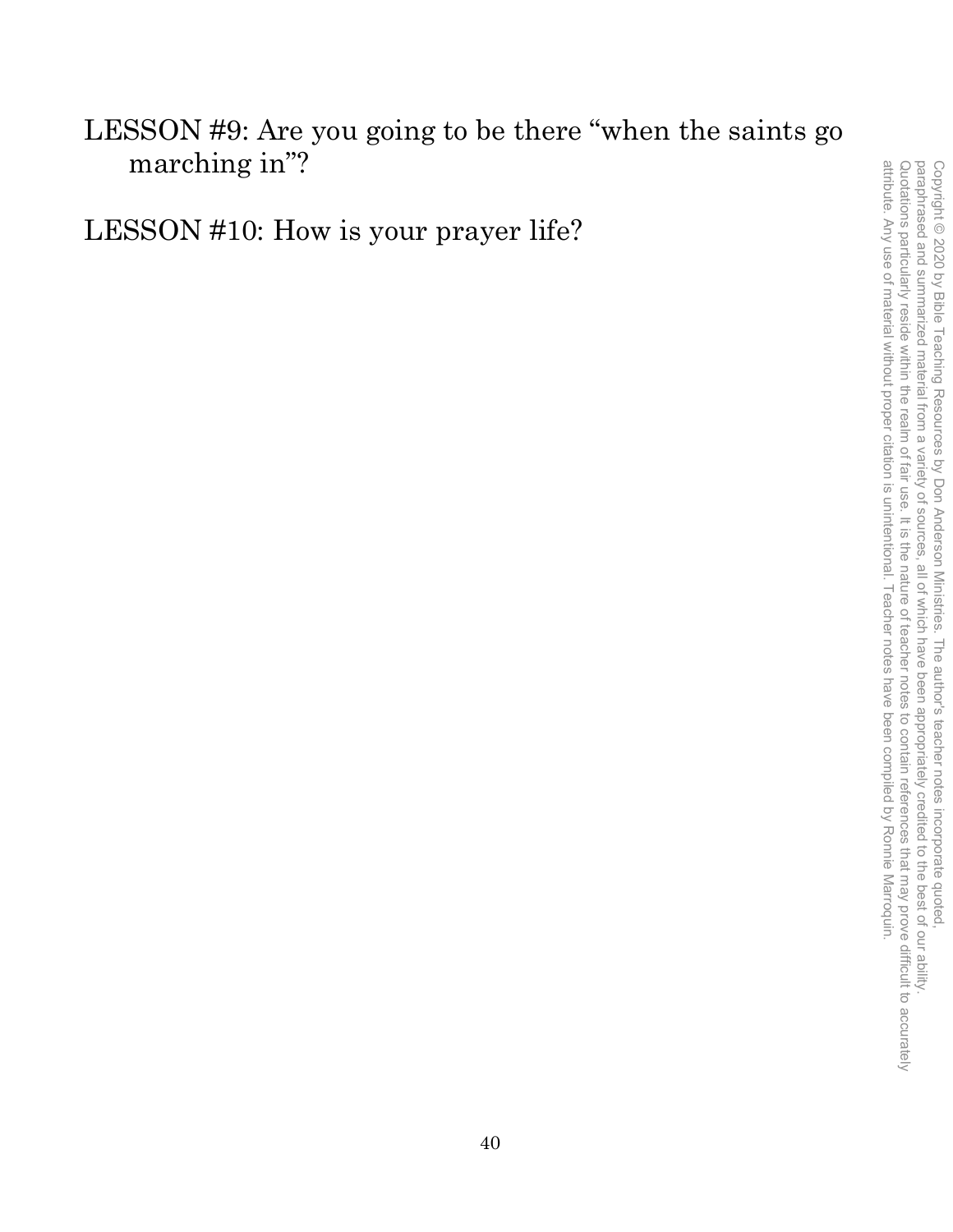LESSON #9: Are you going to be there "when the saints go marching in"?

LESSON #10: How is your prayer life?